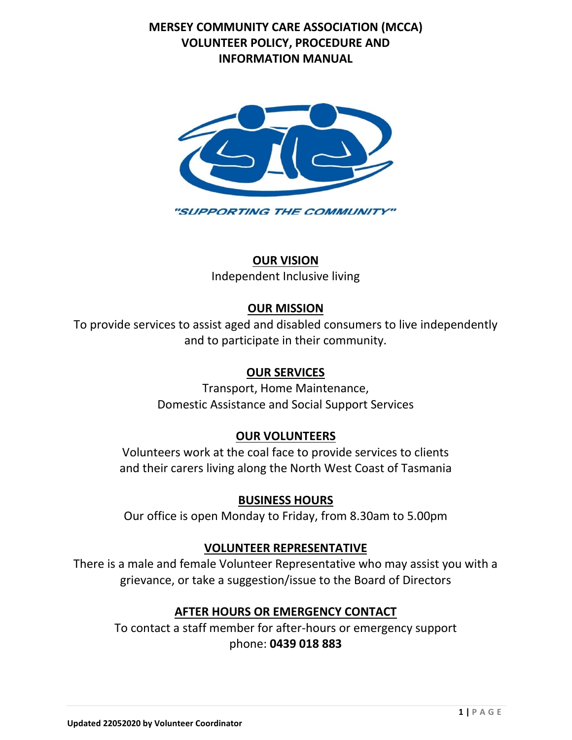# MERSEY COMMUNITY CARE ASSOCIATION (MCCA) VOLUNTEER POLICY, PROCEDURE AND INFORMATION MANUAL

"SUPPORTING THE COMMUNITY"

## OUR VISION

Independent Inclusive living

## OUR MISSION

To provide services to assist aged and disabled consumers to live independently and to participate in their community.

## OUR SERVICES

Transport, Home Maintenance,
Domestic Assistance and Social Support Services

## OUR VOLUNTEERS

Volunteers work at the coal face to provide services to clients and their carers living along the North West Coast of Tasmania

## BUSINESS HOURS

Our office is open Monday to Friday, from 8.30am to 5.00pm

## VOLUNTEER REPRESENTATIVE

There is a male and female Volunteer Representative who may assist you with a grievance, or take a suggestion/issue to the Board of Directors

## AFTER HOURS OR EMERGENCY CONTACT

To contact a staff member for after-hours or emergency support phone: **0439 018 883**

**Updated 22052020 by Volunteer Coordinator**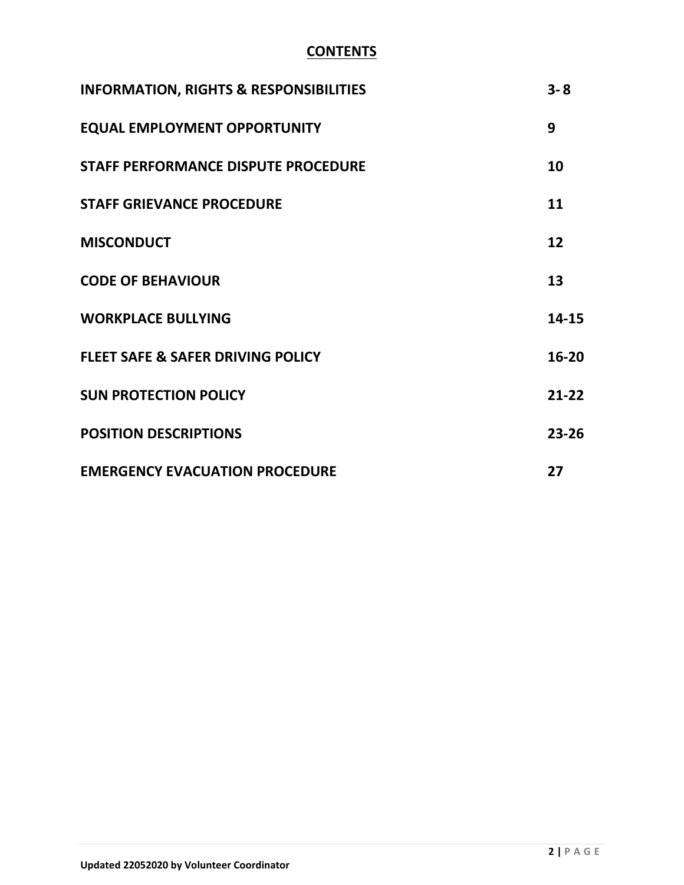# CONTENTS

| | |
|---|---|
| **INFORMATION, RIGHTS & RESPONSIBILITIES** | **3- 8** |
| **EQUAL EMPLOYMENT OPPORTUNITY** | **9** |
| **STAFF PERFORMANCE DISPUTE PROCEDURE** | **10** |
| **STAFF GRIEVANCE PROCEDURE** | **11** |
| **MISCONDUCT** | **12** |
| **CODE OF BEHAVIOUR** | **13** |
| **WORKPLACE BULLYING** | **14-15** |
| **FLEET SAFE & SAFER DRIVING POLICY** | **16-20** |
| **SUN PROTECTION POLICY** | **21-22** |
| **POSITION DESCRIPTIONS** | **23-26** |
| **EMERGENCY EVACUATION PROCEDURE** | **27** |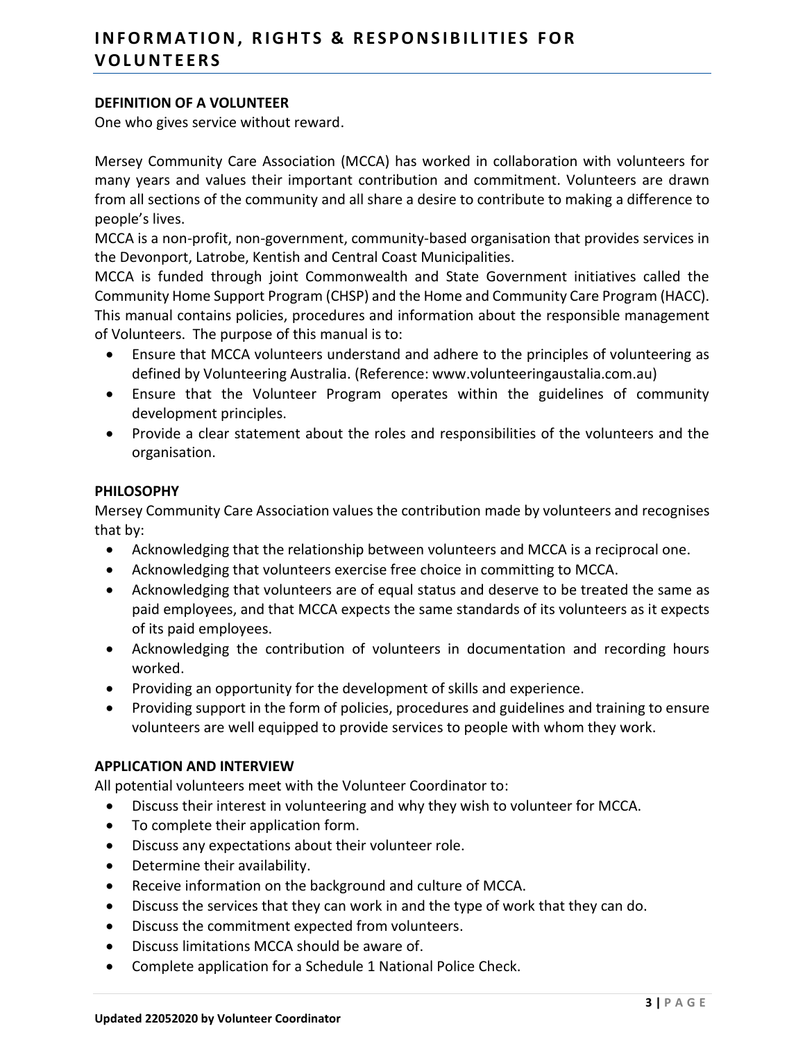# INFORMATION, RIGHTS & RESPONSIBILITIES FOR VOLUNTEERS

### DEFINITION OF A VOLUNTEER

One who gives service without reward.

Mersey Community Care Association (MCCA) has worked in collaboration with volunteers for many years and values their important contribution and commitment. Volunteers are drawn from all sections of the community and all share a desire to contribute to making a difference to people's lives.

MCCA is a non-profit, non-government, community-based organisation that provides services in the Devonport, Latrobe, Kentish and Central Coast Municipalities.

MCCA is funded through joint Commonwealth and State Government initiatives called the Community Home Support Program (CHSP) and the Home and Community Care Program (HACC).

This manual contains policies, procedures and information about the responsible management of Volunteers. The purpose of this manual is to:

- Ensure that MCCA volunteers understand and adhere to the principles of volunteering as defined by Volunteering Australia. (Reference: www.volunteeringaustalia.com.au)
- Ensure that the Volunteer Program operates within the guidelines of community development principles.
- Provide a clear statement about the roles and responsibilities of the volunteers and the organisation.

### PHILOSOPHY

Mersey Community Care Association values the contribution made by volunteers and recognises that by:

- Acknowledging that the relationship between volunteers and MCCA is a reciprocal one.
- Acknowledging that volunteers exercise free choice in committing to MCCA.
- Acknowledging that volunteers are of equal status and deserve to be treated the same as paid employees, and that MCCA expects the same standards of its volunteers as it expects of its paid employees.
- Acknowledging the contribution of volunteers in documentation and recording hours worked.
- Providing an opportunity for the development of skills and experience.
- Providing support in the form of policies, procedures and guidelines and training to ensure volunteers are well equipped to provide services to people with whom they work.

### APPLICATION AND INTERVIEW

All potential volunteers meet with the Volunteer Coordinator to:

- Discuss their interest in volunteering and why they wish to volunteer for MCCA.
- To complete their application form.
- Discuss any expectations about their volunteer role.
- Determine their availability.
- Receive information on the background and culture of MCCA.
- Discuss the services that they can work in and the type of work that they can do.
- Discuss the commitment expected from volunteers.
- Discuss limitations MCCA should be aware of.
- Complete application for a Schedule 1 National Police Check.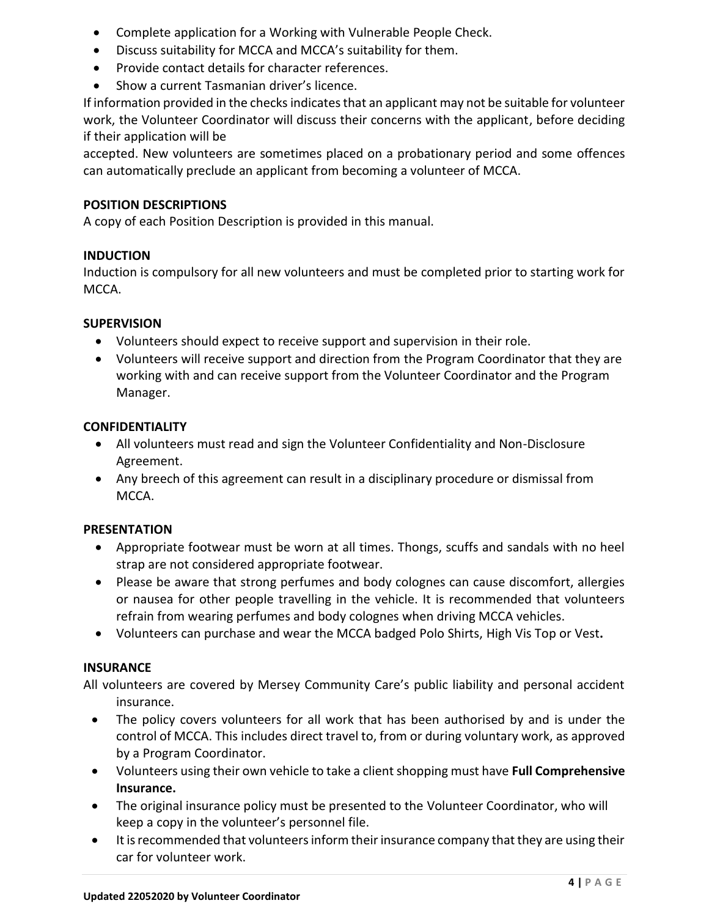- Complete application for a Working with Vulnerable People Check.
- Discuss suitability for MCCA and MCCA's suitability for them.
- Provide contact details for character references.
- Show a current Tasmanian driver's licence.

If information provided in the checks indicates that an applicant may not be suitable for volunteer work, the Volunteer Coordinator will discuss their concerns with the applicant, before deciding if their application will be accepted. New volunteers are sometimes placed on a probationary period and some offences can automatically preclude an applicant from becoming a volunteer of MCCA.

**POSITION DESCRIPTIONS**

A copy of each Position Description is provided in this manual.

**INDUCTION**

Induction is compulsory for all new volunteers and must be completed prior to starting work for MCCA.

**SUPERVISION**

- Volunteers should expect to receive support and supervision in their role.
- Volunteers will receive support and direction from the Program Coordinator that they are working with and can receive support from the Volunteer Coordinator and the Program Manager.

**CONFIDENTIALITY**

- All volunteers must read and sign the Volunteer Confidentiality and Non-Disclosure Agreement.
- Any breech of this agreement can result in a disciplinary procedure or dismissal from MCCA.

**PRESENTATION**

- Appropriate footwear must be worn at all times. Thongs, scuffs and sandals with no heel strap are not considered appropriate footwear.
- Please be aware that strong perfumes and body colognes can cause discomfort, allergies or nausea for other people travelling in the vehicle. It is recommended that volunteers refrain from wearing perfumes and body colognes when driving MCCA vehicles.
- Volunteers can purchase and wear the MCCA badged Polo Shirts, High Vis Top or Vest**.**

**INSURANCE**

All volunteers are covered by Mersey Community Care's public liability and personal accident insurance.

- The policy covers volunteers for all work that has been authorised by and is under the control of MCCA. This includes direct travel to, from or during voluntary work, as approved by a Program Coordinator.
- Volunteers using their own vehicle to take a client shopping must have **Full Comprehensive Insurance.**
- The original insurance policy must be presented to the Volunteer Coordinator, who will keep a copy in the volunteer's personnel file.
- It is recommended that volunteers inform their insurance company that they are using their car for volunteer work.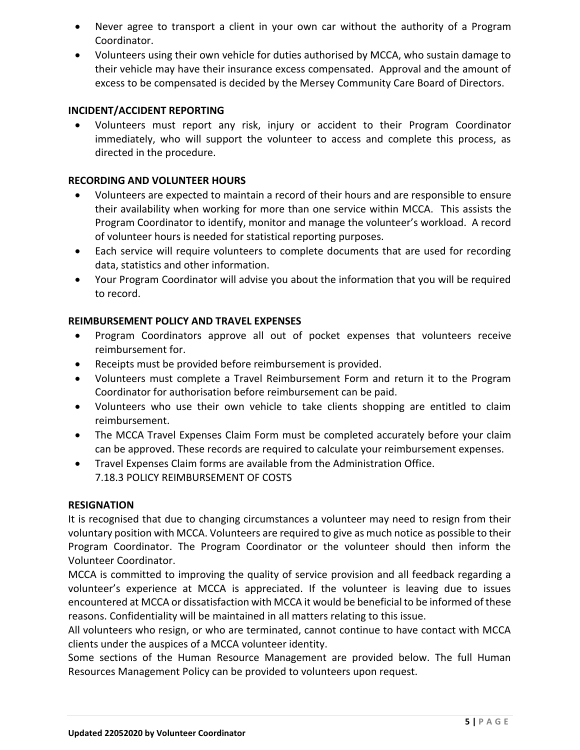- Never agree to transport a client in your own car without the authority of a Program Coordinator.
- Volunteers using their own vehicle for duties authorised by MCCA, who sustain damage to their vehicle may have their insurance excess compensated. Approval and the amount of excess to be compensated is decided by the Mersey Community Care Board of Directors.

**INCIDENT/ACCIDENT REPORTING**

- Volunteers must report any risk, injury or accident to their Program Coordinator immediately, who will support the volunteer to access and complete this process, as directed in the procedure.

**RECORDING AND VOLUNTEER HOURS**

- Volunteers are expected to maintain a record of their hours and are responsible to ensure their availability when working for more than one service within MCCA. This assists the Program Coordinator to identify, monitor and manage the volunteer's workload. A record of volunteer hours is needed for statistical reporting purposes.
- Each service will require volunteers to complete documents that are used for recording data, statistics and other information.
- Your Program Coordinator will advise you about the information that you will be required to record.

**REIMBURSEMENT POLICY AND TRAVEL EXPENSES**

- Program Coordinators approve all out of pocket expenses that volunteers receive reimbursement for.
- Receipts must be provided before reimbursement is provided.
- Volunteers must complete a Travel Reimbursement Form and return it to the Program Coordinator for authorisation before reimbursement can be paid.
- Volunteers who use their own vehicle to take clients shopping are entitled to claim reimbursement.
- The MCCA Travel Expenses Claim Form must be completed accurately before your claim can be approved. These records are required to calculate your reimbursement expenses.
- Travel Expenses Claim forms are available from the Administration Office.
  7.18.3 POLICY REIMBURSEMENT OF COSTS

**RESIGNATION**

It is recognised that due to changing circumstances a volunteer may need to resign from their voluntary position with MCCA. Volunteers are required to give as much notice as possible to their Program Coordinator. The Program Coordinator or the volunteer should then inform the Volunteer Coordinator.

MCCA is committed to improving the quality of service provision and all feedback regarding a volunteer's experience at MCCA is appreciated. If the volunteer is leaving due to issues encountered at MCCA or dissatisfaction with MCCA it would be beneficial to be informed of these reasons. Confidentiality will be maintained in all matters relating to this issue.

All volunteers who resign, or who are terminated, cannot continue to have contact with MCCA clients under the auspices of a MCCA volunteer identity.

Some sections of the Human Resource Management are provided below. The full Human Resources Management Policy can be provided to volunteers upon request.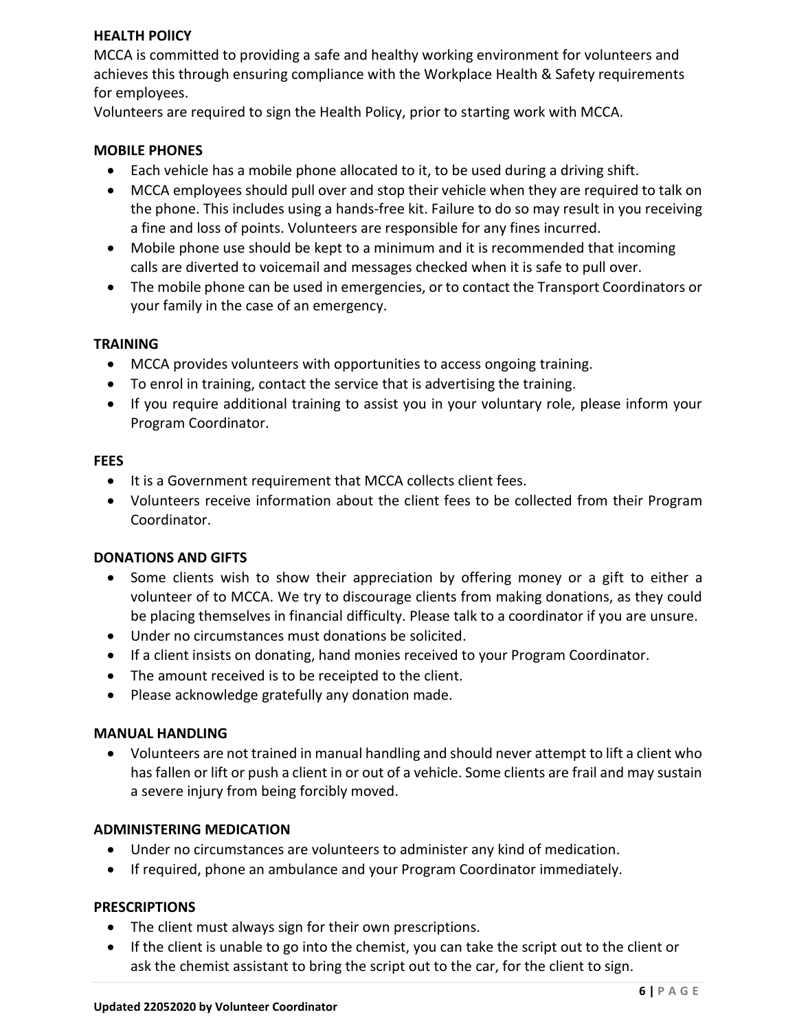**HEALTH POlICY**

MCCA is committed to providing a safe and healthy working environment for volunteers and achieves this through ensuring compliance with the Workplace Health & Safety requirements for employees.

Volunteers are required to sign the Health Policy, prior to starting work with MCCA.

**MOBILE PHONES**

- Each vehicle has a mobile phone allocated to it, to be used during a driving shift.
- MCCA employees should pull over and stop their vehicle when they are required to talk on the phone. This includes using a hands-free kit. Failure to do so may result in you receiving a fine and loss of points. Volunteers are responsible for any fines incurred.
- Mobile phone use should be kept to a minimum and it is recommended that incoming calls are diverted to voicemail and messages checked when it is safe to pull over.
- The mobile phone can be used in emergencies, or to contact the Transport Coordinators or your family in the case of an emergency.

**TRAINING**

- MCCA provides volunteers with opportunities to access ongoing training.
- To enrol in training, contact the service that is advertising the training.
- If you require additional training to assist you in your voluntary role, please inform your Program Coordinator.

**FEES**

- It is a Government requirement that MCCA collects client fees.
- Volunteers receive information about the client fees to be collected from their Program Coordinator.

**DONATIONS AND GIFTS**

- Some clients wish to show their appreciation by offering money or a gift to either a volunteer of to MCCA. We try to discourage clients from making donations, as they could be placing themselves in financial difficulty. Please talk to a coordinator if you are unsure.
- Under no circumstances must donations be solicited.
- If a client insists on donating, hand monies received to your Program Coordinator.
- The amount received is to be receipted to the client.
- Please acknowledge gratefully any donation made.

**MANUAL HANDLING**

- Volunteers are not trained in manual handling and should never attempt to lift a client who has fallen or lift or push a client in or out of a vehicle. Some clients are frail and may sustain a severe injury from being forcibly moved.

**ADMINISTERING MEDICATION**

- Under no circumstances are volunteers to administer any kind of medication.
- If required, phone an ambulance and your Program Coordinator immediately.

**PRESCRIPTIONS**

- The client must always sign for their own prescriptions.
- If the client is unable to go into the chemist, you can take the script out to the client or ask the chemist assistant to bring the script out to the car, for the client to sign.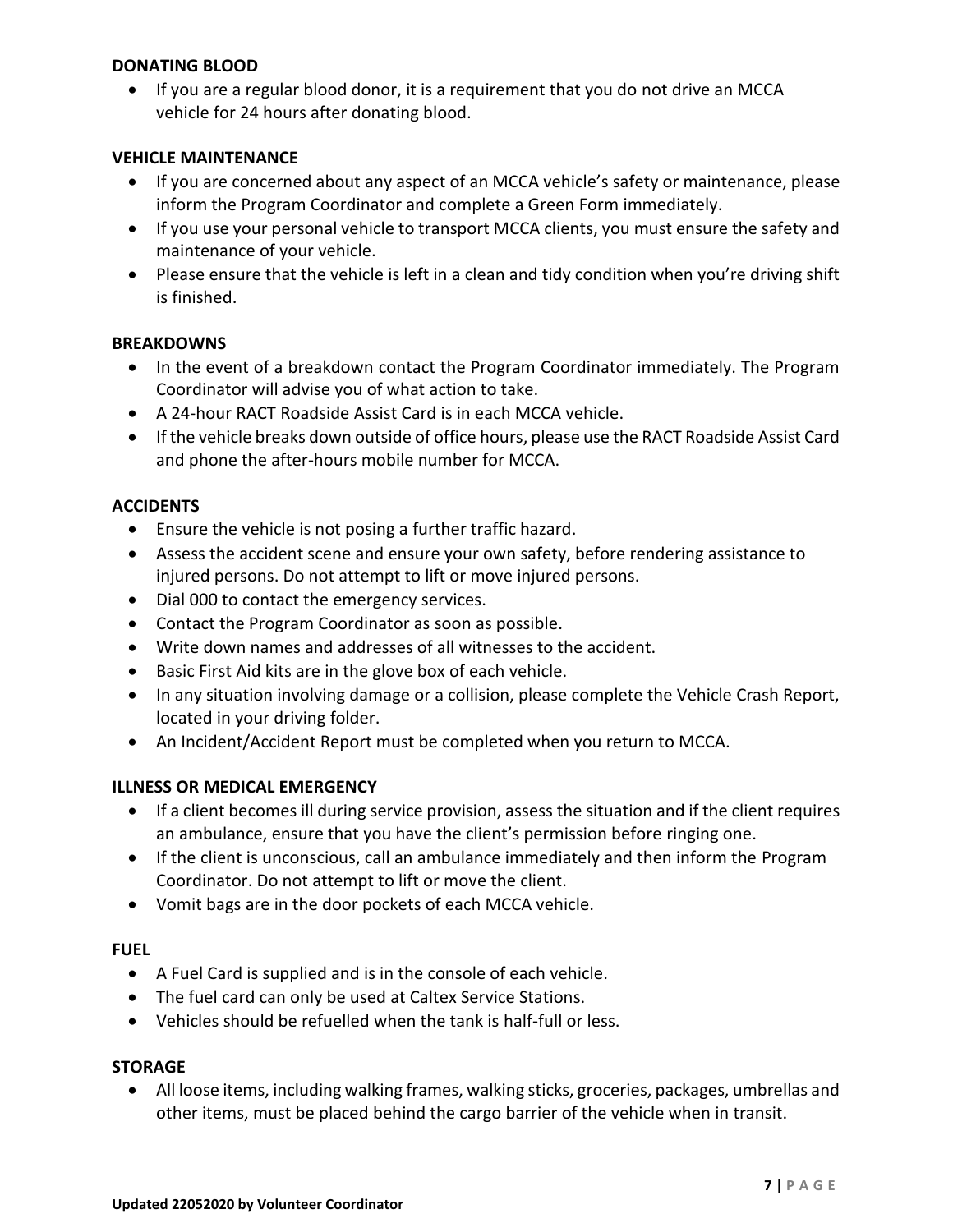**DONATING BLOOD**

- If you are a regular blood donor, it is a requirement that you do not drive an MCCA vehicle for 24 hours after donating blood.

**VEHICLE MAINTENANCE**

- If you are concerned about any aspect of an MCCA vehicle's safety or maintenance, please inform the Program Coordinator and complete a Green Form immediately.
- If you use your personal vehicle to transport MCCA clients, you must ensure the safety and maintenance of your vehicle.
- Please ensure that the vehicle is left in a clean and tidy condition when you're driving shift is finished.

**BREAKDOWNS**

- In the event of a breakdown contact the Program Coordinator immediately. The Program Coordinator will advise you of what action to take.
- A 24-hour RACT Roadside Assist Card is in each MCCA vehicle.
- If the vehicle breaks down outside of office hours, please use the RACT Roadside Assist Card and phone the after-hours mobile number for MCCA.

**ACCIDENTS**

- Ensure the vehicle is not posing a further traffic hazard.
- Assess the accident scene and ensure your own safety, before rendering assistance to injured persons. Do not attempt to lift or move injured persons.
- Dial 000 to contact the emergency services.
- Contact the Program Coordinator as soon as possible.
- Write down names and addresses of all witnesses to the accident.
- Basic First Aid kits are in the glove box of each vehicle.
- In any situation involving damage or a collision, please complete the Vehicle Crash Report, located in your driving folder.
- An Incident/Accident Report must be completed when you return to MCCA.

**ILLNESS OR MEDICAL EMERGENCY**

- If a client becomes ill during service provision, assess the situation and if the client requires an ambulance, ensure that you have the client's permission before ringing one.
- If the client is unconscious, call an ambulance immediately and then inform the Program Coordinator. Do not attempt to lift or move the client.
- Vomit bags are in the door pockets of each MCCA vehicle.

**FUEL**

- A Fuel Card is supplied and is in the console of each vehicle.
- The fuel card can only be used at Caltex Service Stations.
- Vehicles should be refuelled when the tank is half-full or less.

**STORAGE**

- All loose items, including walking frames, walking sticks, groceries, packages, umbrellas and other items, must be placed behind the cargo barrier of the vehicle when in transit.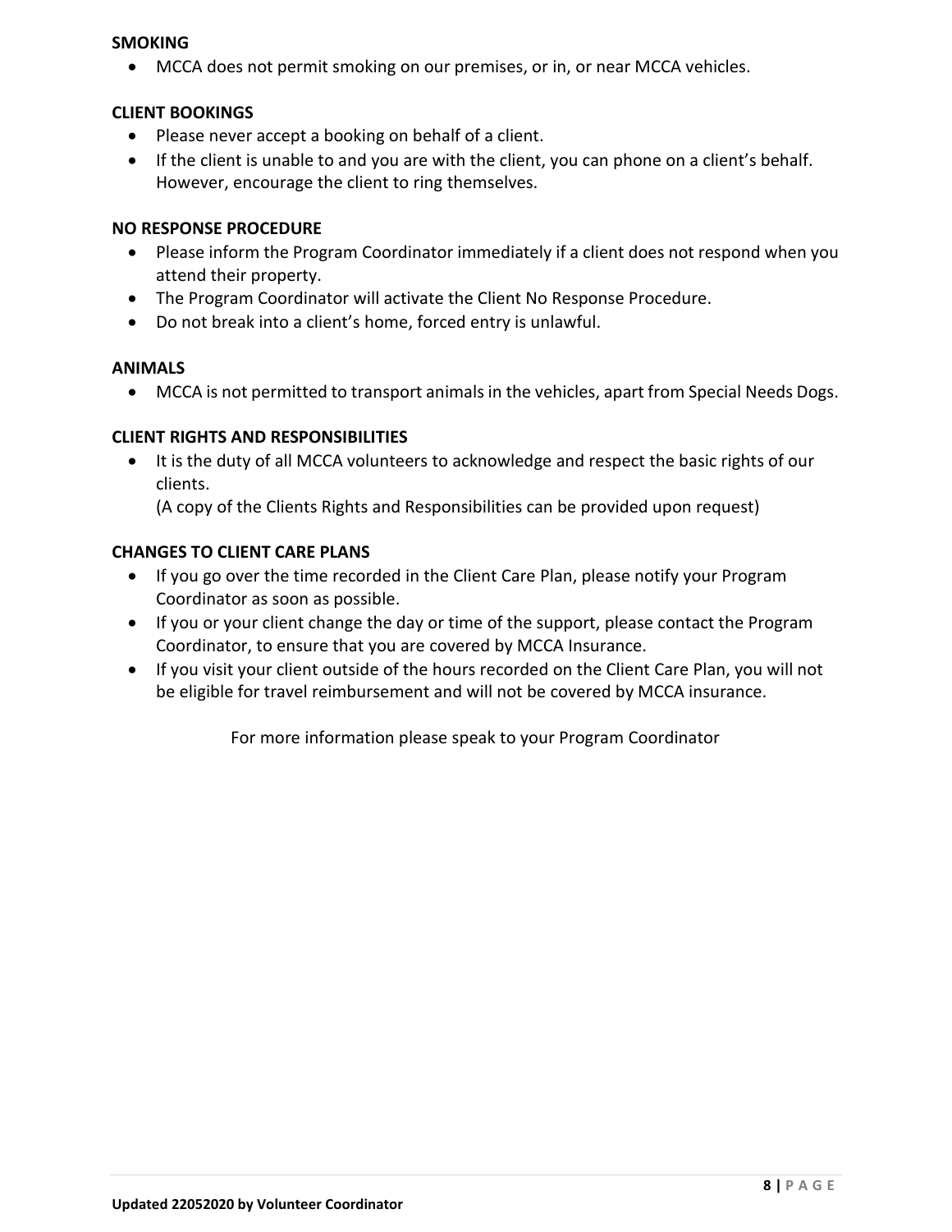**SMOKING**

- MCCA does not permit smoking on our premises, or in, or near MCCA vehicles.

**CLIENT BOOKINGS**

- Please never accept a booking on behalf of a client.
- If the client is unable to and you are with the client, you can phone on a client's behalf. However, encourage the client to ring themselves.

**NO RESPONSE PROCEDURE**

- Please inform the Program Coordinator immediately if a client does not respond when you attend their property.
- The Program Coordinator will activate the Client No Response Procedure.
- Do not break into a client's home, forced entry is unlawful.

**ANIMALS**

- MCCA is not permitted to transport animals in the vehicles, apart from Special Needs Dogs.

**CLIENT RIGHTS AND RESPONSIBILITIES**

- It is the duty of all MCCA volunteers to acknowledge and respect the basic rights of our clients.
  (A copy of the Clients Rights and Responsibilities can be provided upon request)

**CHANGES TO CLIENT CARE PLANS**

- If you go over the time recorded in the Client Care Plan, please notify your Program Coordinator as soon as possible.
- If you or your client change the day or time of the support, please contact the Program Coordinator, to ensure that you are covered by MCCA Insurance.
- If you visit your client outside of the hours recorded on the Client Care Plan, you will not be eligible for travel reimbursement and will not be covered by MCCA insurance.

For more information please speak to your Program Coordinator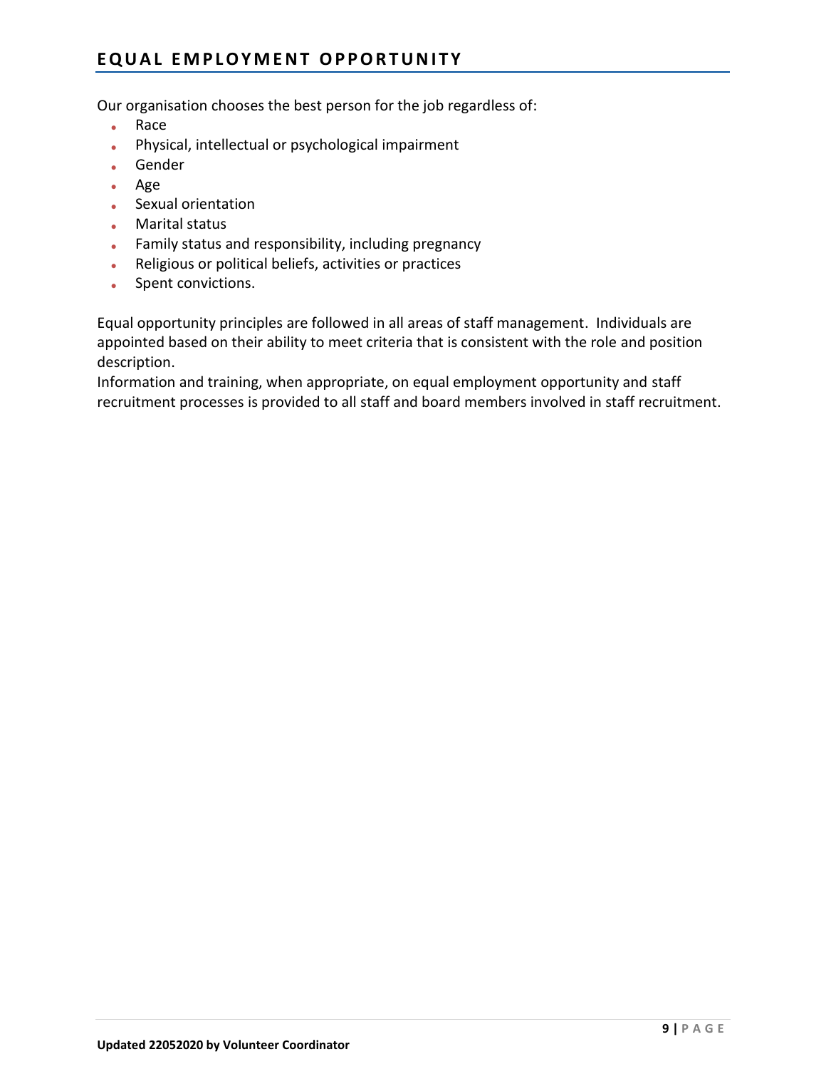## EQUAL EMPLOYMENT OPPORTUNITY

Our organisation chooses the best person for the job regardless of:

- Race
- Physical, intellectual or psychological impairment
- Gender
- Age
- Sexual orientation
- Marital status
- Family status and responsibility, including pregnancy
- Religious or political beliefs, activities or practices
- Spent convictions.

Equal opportunity principles are followed in all areas of staff management. Individuals are appointed based on their ability to meet criteria that is consistent with the role and position description.
Information and training, when appropriate, on equal employment opportunity and staff recruitment processes is provided to all staff and board members involved in staff recruitment.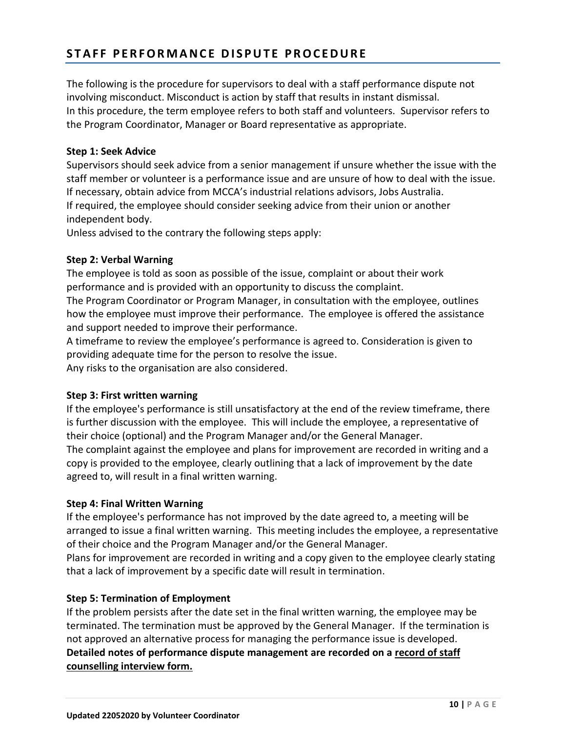## STAFF PERFORMANCE DISPUTE PROCEDURE

The following is the procedure for supervisors to deal with a staff performance dispute not involving misconduct. Misconduct is action by staff that results in instant dismissal.
In this procedure, the term employee refers to both staff and volunteers. Supervisor refers to the Program Coordinator, Manager or Board representative as appropriate.

**Step 1: Seek Advice**

Supervisors should seek advice from a senior management if unsure whether the issue with the staff member or volunteer is a performance issue and are unsure of how to deal with the issue.
If necessary, obtain advice from MCCA's industrial relations advisors, Jobs Australia.
If required, the employee should consider seeking advice from their union or another independent body.
Unless advised to the contrary the following steps apply:

**Step 2: Verbal Warning**

The employee is told as soon as possible of the issue, complaint or about their work performance and is provided with an opportunity to discuss the complaint.
The Program Coordinator or Program Manager, in consultation with the employee, outlines how the employee must improve their performance. The employee is offered the assistance and support needed to improve their performance.
A timeframe to review the employee's performance is agreed to. Consideration is given to providing adequate time for the person to resolve the issue.
Any risks to the organisation are also considered.

**Step 3: First written warning**

If the employee's performance is still unsatisfactory at the end of the review timeframe, there is further discussion with the employee. This will include the employee, a representative of their choice (optional) and the Program Manager and/or the General Manager.
The complaint against the employee and plans for improvement are recorded in writing and a copy is provided to the employee, clearly outlining that a lack of improvement by the date agreed to, will result in a final written warning.

**Step 4: Final Written Warning**

If the employee's performance has not improved by the date agreed to, a meeting will be arranged to issue a final written warning. This meeting includes the employee, a representative of their choice and the Program Manager and/or the General Manager.
Plans for improvement are recorded in writing and a copy given to the employee clearly stating that a lack of improvement by a specific date will result in termination.

**Step 5: Termination of Employment**

If the problem persists after the date set in the final written warning, the employee may be terminated. The termination must be approved by the General Manager. If the termination is not approved an alternative process for managing the performance issue is developed.
**Detailed notes of performance dispute management are recorded on a <u>record of staff counselling interview form.</u>**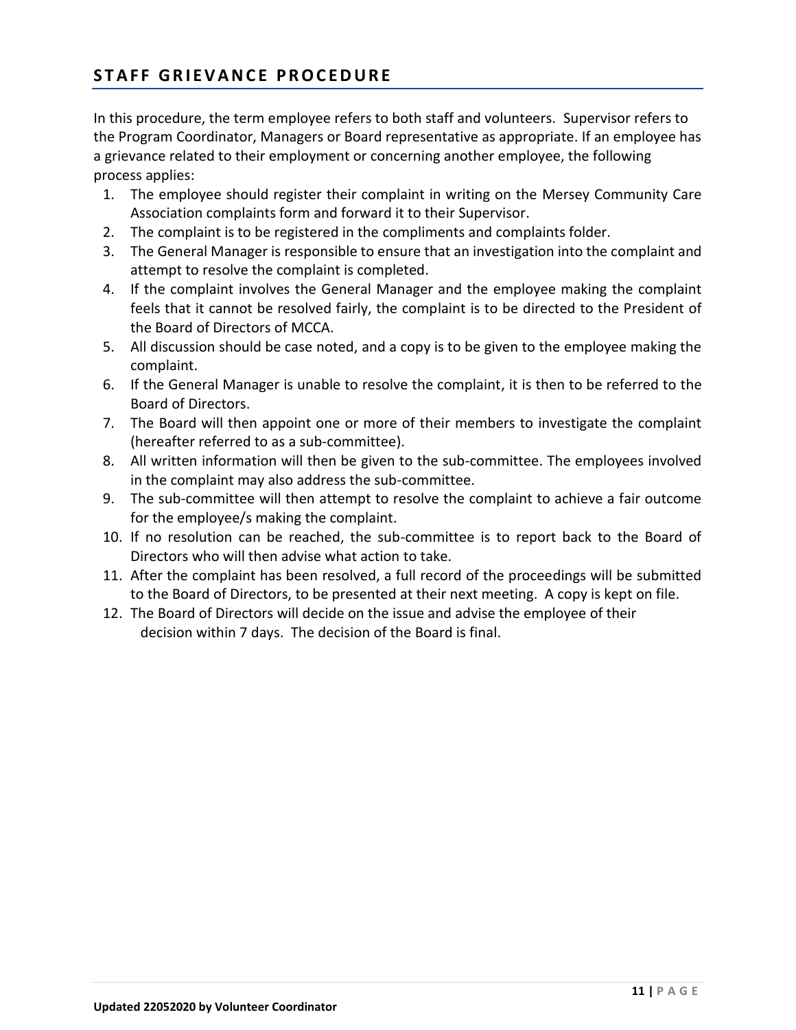## STAFF GRIEVANCE PROCEDURE

In this procedure, the term employee refers to both staff and volunteers. Supervisor refers to the Program Coordinator, Managers or Board representative as appropriate. If an employee has a grievance related to their employment or concerning another employee, the following process applies:

1. The employee should register their complaint in writing on the Mersey Community Care Association complaints form and forward it to their Supervisor.
2. The complaint is to be registered in the compliments and complaints folder.
3. The General Manager is responsible to ensure that an investigation into the complaint and attempt to resolve the complaint is completed.
4. If the complaint involves the General Manager and the employee making the complaint feels that it cannot be resolved fairly, the complaint is to be directed to the President of the Board of Directors of MCCA.
5. All discussion should be case noted, and a copy is to be given to the employee making the complaint.
6. If the General Manager is unable to resolve the complaint, it is then to be referred to the Board of Directors.
7. The Board will then appoint one or more of their members to investigate the complaint (hereafter referred to as a sub-committee).
8. All written information will then be given to the sub-committee. The employees involved in the complaint may also address the sub-committee.
9. The sub-committee will then attempt to resolve the complaint to achieve a fair outcome for the employee/s making the complaint.
10. If no resolution can be reached, the sub-committee is to report back to the Board of Directors who will then advise what action to take.
11. After the complaint has been resolved, a full record of the proceedings will be submitted to the Board of Directors, to be presented at their next meeting. A copy is kept on file.
12. The Board of Directors will decide on the issue and advise the employee of their decision within 7 days. The decision of the Board is final.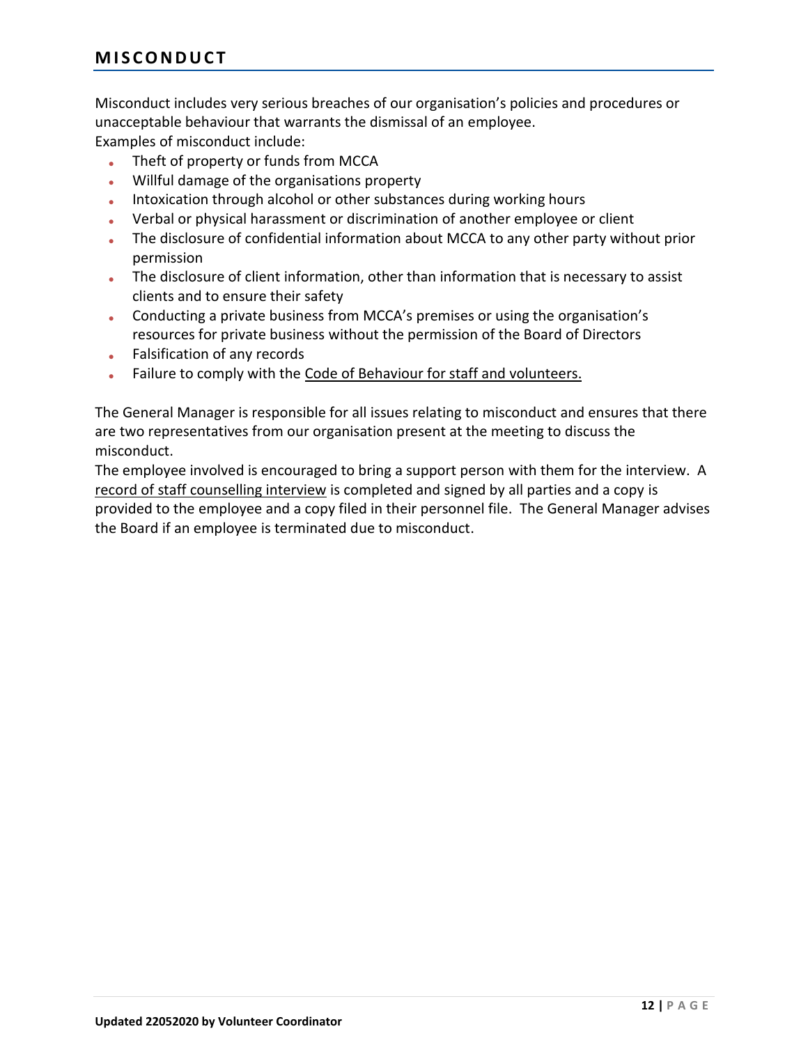## MISCONDUCT

Misconduct includes very serious breaches of our organisation's policies and procedures or unacceptable behaviour that warrants the dismissal of an employee.
Examples of misconduct include:

- Theft of property or funds from MCCA
- Willful damage of the organisations property
- Intoxication through alcohol or other substances during working hours
- Verbal or physical harassment or discrimination of another employee or client
- The disclosure of confidential information about MCCA to any other party without prior permission
- The disclosure of client information, other than information that is necessary to assist clients and to ensure their safety
- Conducting a private business from MCCA's premises or using the organisation's resources for private business without the permission of the Board of Directors
- Falsification of any records
- Failure to comply with the Code of Behaviour for staff and volunteers.

The General Manager is responsible for all issues relating to misconduct and ensures that there are two representatives from our organisation present at the meeting to discuss the misconduct.
The employee involved is encouraged to bring a support person with them for the interview. A record of staff counselling interview is completed and signed by all parties and a copy is provided to the employee and a copy filed in their personnel file. The General Manager advises the Board if an employee is terminated due to misconduct.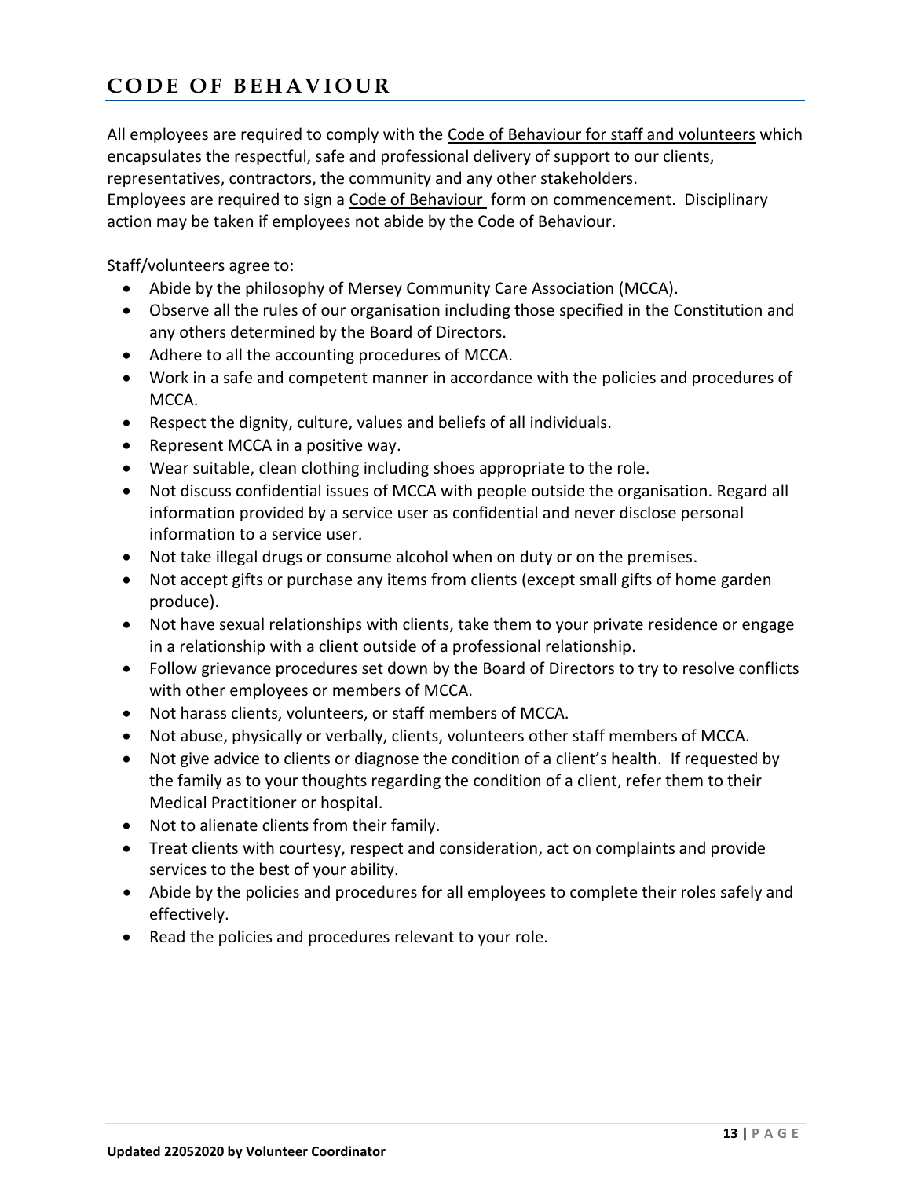# CODE OF BEHAVIOUR

All employees are required to comply with the Code of Behaviour for staff and volunteers which encapsulates the respectful, safe and professional delivery of support to our clients, representatives, contractors, the community and any other stakeholders.
Employees are required to sign a Code of Behaviour form on commencement. Disciplinary action may be taken if employees not abide by the Code of Behaviour.

Staff/volunteers agree to:

- Abide by the philosophy of Mersey Community Care Association (MCCA).
- Observe all the rules of our organisation including those specified in the Constitution and any others determined by the Board of Directors.
- Adhere to all the accounting procedures of MCCA.
- Work in a safe and competent manner in accordance with the policies and procedures of MCCA.
- Respect the dignity, culture, values and beliefs of all individuals.
- Represent MCCA in a positive way.
- Wear suitable, clean clothing including shoes appropriate to the role.
- Not discuss confidential issues of MCCA with people outside the organisation. Regard all information provided by a service user as confidential and never disclose personal information to a service user.
- Not take illegal drugs or consume alcohol when on duty or on the premises.
- Not accept gifts or purchase any items from clients (except small gifts of home garden produce).
- Not have sexual relationships with clients, take them to your private residence or engage in a relationship with a client outside of a professional relationship.
- Follow grievance procedures set down by the Board of Directors to try to resolve conflicts with other employees or members of MCCA.
- Not harass clients, volunteers, or staff members of MCCA.
- Not abuse, physically or verbally, clients, volunteers other staff members of MCCA.
- Not give advice to clients or diagnose the condition of a client's health. If requested by the family as to your thoughts regarding the condition of a client, refer them to their Medical Practitioner or hospital.
- Not to alienate clients from their family.
- Treat clients with courtesy, respect and consideration, act on complaints and provide services to the best of your ability.
- Abide by the policies and procedures for all employees to complete their roles safely and effectively.
- Read the policies and procedures relevant to your role.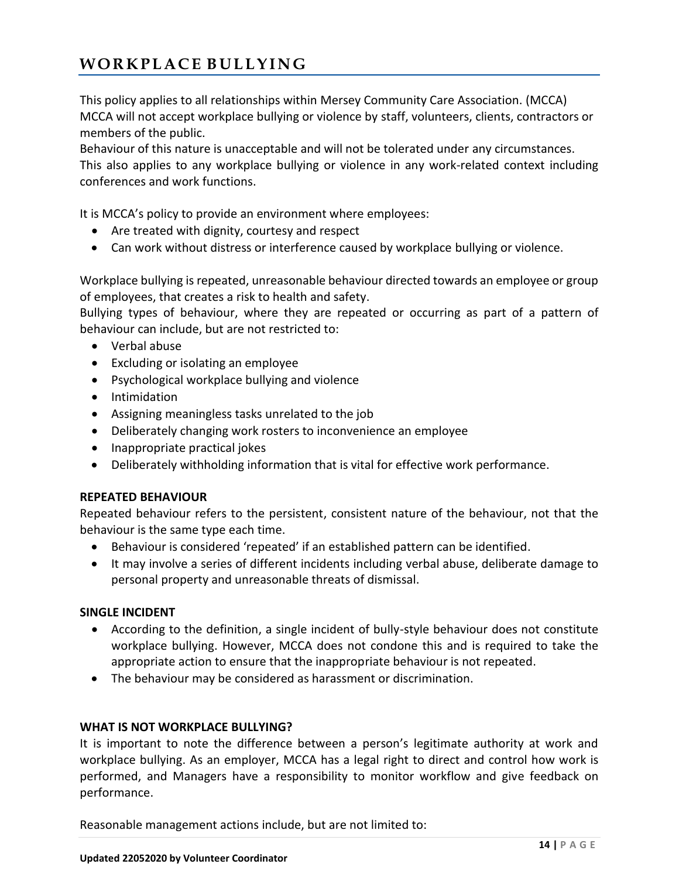## WORKPLACE BULLYING

This policy applies to all relationships within Mersey Community Care Association. (MCCA) MCCA will not accept workplace bullying or violence by staff, volunteers, clients, contractors or members of the public.
Behaviour of this nature is unacceptable and will not be tolerated under any circumstances.
This also applies to any workplace bullying or violence in any work-related context including conferences and work functions.

It is MCCA's policy to provide an environment where employees:

- Are treated with dignity, courtesy and respect
- Can work without distress or interference caused by workplace bullying or violence.

Workplace bullying is repeated, unreasonable behaviour directed towards an employee or group of employees, that creates a risk to health and safety.
Bullying types of behaviour, where they are repeated or occurring as part of a pattern of behaviour can include, but are not restricted to:

- Verbal abuse
- Excluding or isolating an employee
- Psychological workplace bullying and violence
- Intimidation
- Assigning meaningless tasks unrelated to the job
- Deliberately changing work rosters to inconvenience an employee
- Inappropriate practical jokes
- Deliberately withholding information that is vital for effective work performance.

**REPEATED BEHAVIOUR**

Repeated behaviour refers to the persistent, consistent nature of the behaviour, not that the behaviour is the same type each time.

- Behaviour is considered 'repeated' if an established pattern can be identified.
- It may involve a series of different incidents including verbal abuse, deliberate damage to personal property and unreasonable threats of dismissal.

**SINGLE INCIDENT**

- According to the definition, a single incident of bully-style behaviour does not constitute workplace bullying. However, MCCA does not condone this and is required to take the appropriate action to ensure that the inappropriate behaviour is not repeated.
- The behaviour may be considered as harassment or discrimination.

**WHAT IS NOT WORKPLACE BULLYING?**

It is important to note the difference between a person's legitimate authority at work and workplace bullying. As an employer, MCCA has a legal right to direct and control how work is performed, and Managers have a responsibility to monitor workflow and give feedback on performance.

Reasonable management actions include, but are not limited to: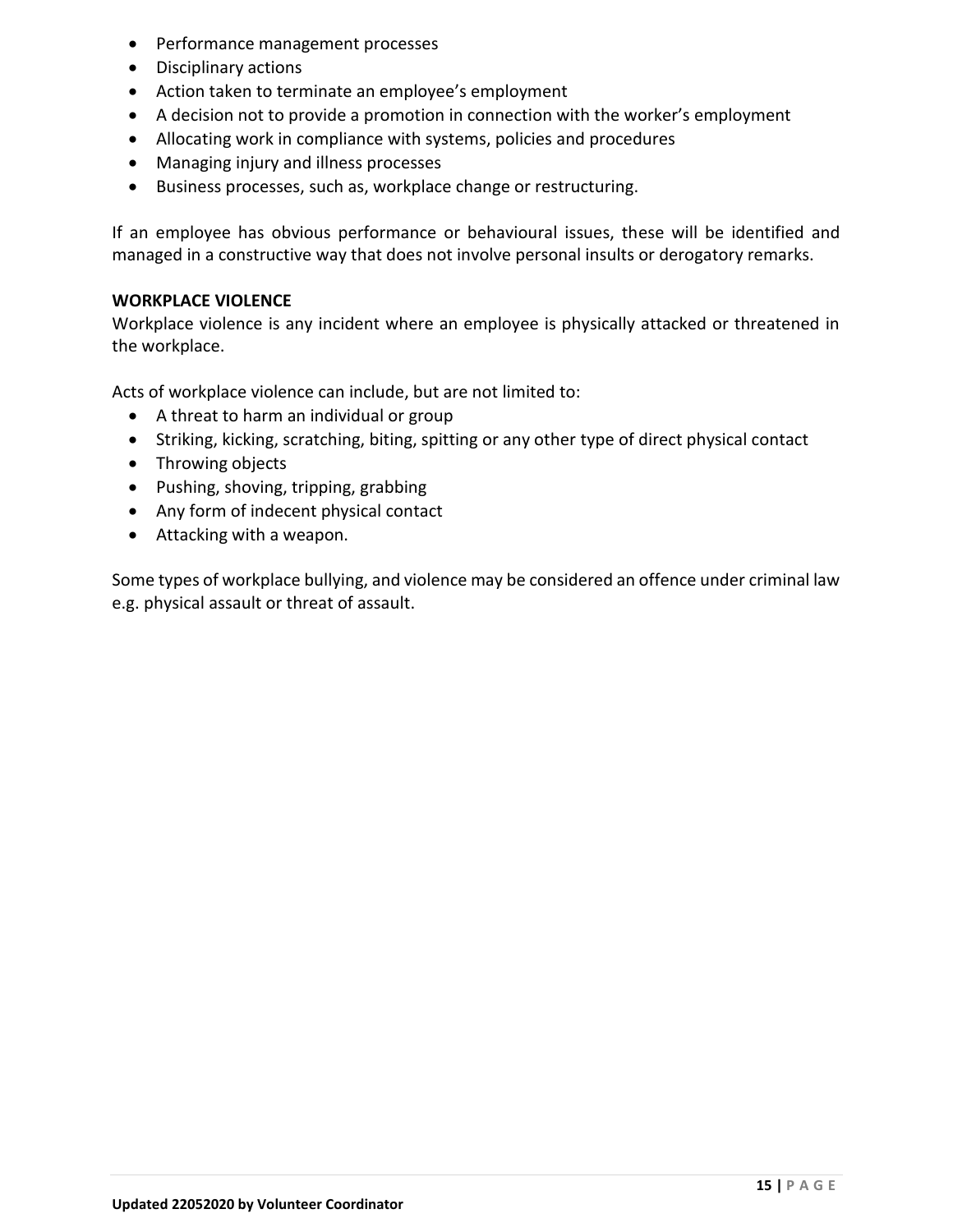- Performance management processes
- Disciplinary actions
- Action taken to terminate an employee's employment
- A decision not to provide a promotion in connection with the worker's employment
- Allocating work in compliance with systems, policies and procedures
- Managing injury and illness processes
- Business processes, such as, workplace change or restructuring.

If an employee has obvious performance or behavioural issues, these will be identified and managed in a constructive way that does not involve personal insults or derogatory remarks.

**WORKPLACE VIOLENCE**

Workplace violence is any incident where an employee is physically attacked or threatened in the workplace.

Acts of workplace violence can include, but are not limited to:

- A threat to harm an individual or group
- Striking, kicking, scratching, biting, spitting or any other type of direct physical contact
- Throwing objects
- Pushing, shoving, tripping, grabbing
- Any form of indecent physical contact
- Attacking with a weapon.

Some types of workplace bullying, and violence may be considered an offence under criminal law e.g. physical assault or threat of assault.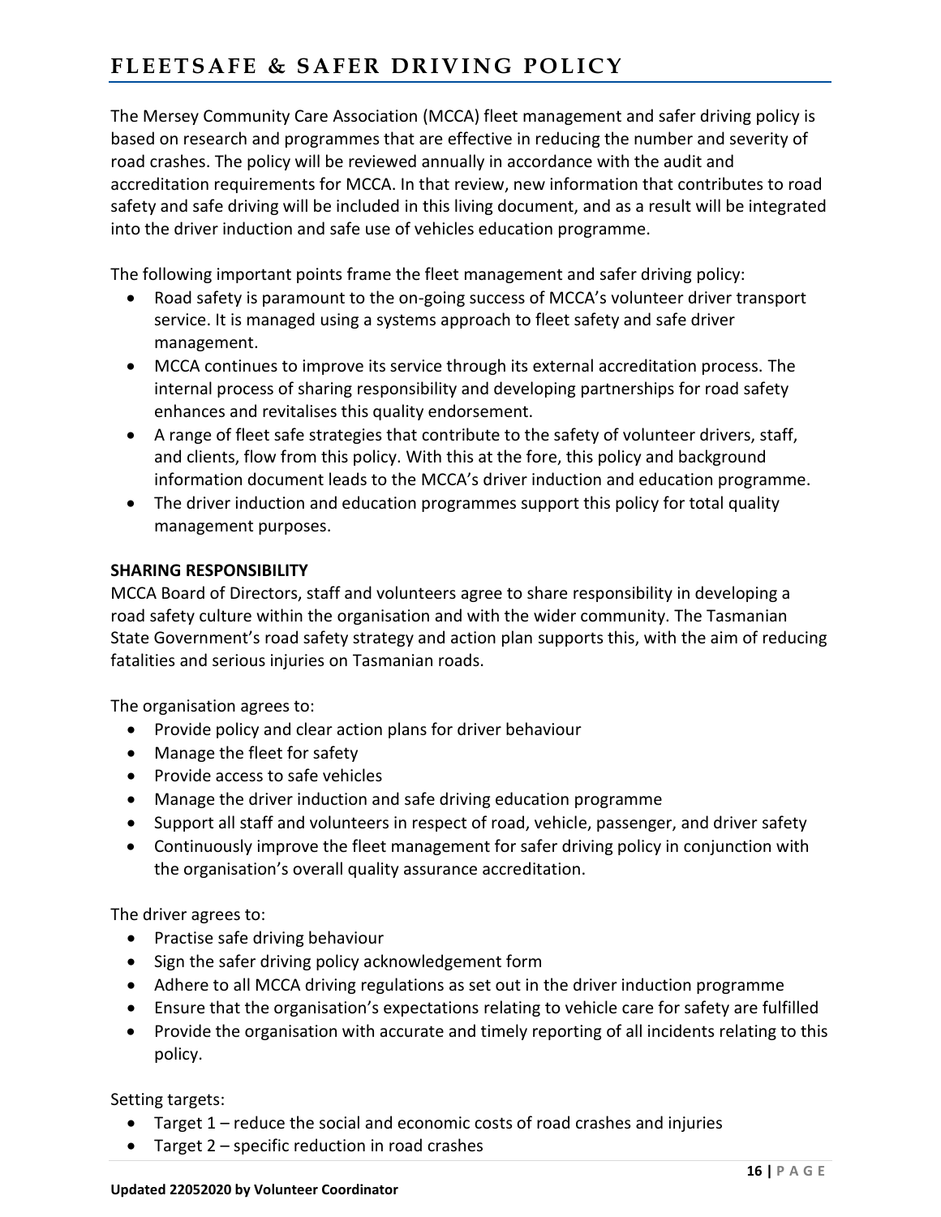# FLEETSAFE & SAFER DRIVING POLICY

The Mersey Community Care Association (MCCA) fleet management and safer driving policy is based on research and programmes that are effective in reducing the number and severity of road crashes. The policy will be reviewed annually in accordance with the audit and accreditation requirements for MCCA. In that review, new information that contributes to road safety and safe driving will be included in this living document, and as a result will be integrated into the driver induction and safe use of vehicles education programme.

The following important points frame the fleet management and safer driving policy:

- Road safety is paramount to the on-going success of MCCA's volunteer driver transport service. It is managed using a systems approach to fleet safety and safe driver management.
- MCCA continues to improve its service through its external accreditation process. The internal process of sharing responsibility and developing partnerships for road safety enhances and revitalises this quality endorsement.
- A range of fleet safe strategies that contribute to the safety of volunteer drivers, staff, and clients, flow from this policy. With this at the fore, this policy and background information document leads to the MCCA's driver induction and education programme.
- The driver induction and education programmes support this policy for total quality management purposes.

**SHARING RESPONSIBILITY**

MCCA Board of Directors, staff and volunteers agree to share responsibility in developing a road safety culture within the organisation and with the wider community. The Tasmanian State Government's road safety strategy and action plan supports this, with the aim of reducing fatalities and serious injuries on Tasmanian roads.

The organisation agrees to:

- Provide policy and clear action plans for driver behaviour
- Manage the fleet for safety
- Provide access to safe vehicles
- Manage the driver induction and safe driving education programme
- Support all staff and volunteers in respect of road, vehicle, passenger, and driver safety
- Continuously improve the fleet management for safer driving policy in conjunction with the organisation's overall quality assurance accreditation.

The driver agrees to:

- Practise safe driving behaviour
- Sign the safer driving policy acknowledgement form
- Adhere to all MCCA driving regulations as set out in the driver induction programme
- Ensure that the organisation's expectations relating to vehicle care for safety are fulfilled
- Provide the organisation with accurate and timely reporting of all incidents relating to this policy.

Setting targets:

- Target 1 – reduce the social and economic costs of road crashes and injuries
- Target 2 – specific reduction in road crashes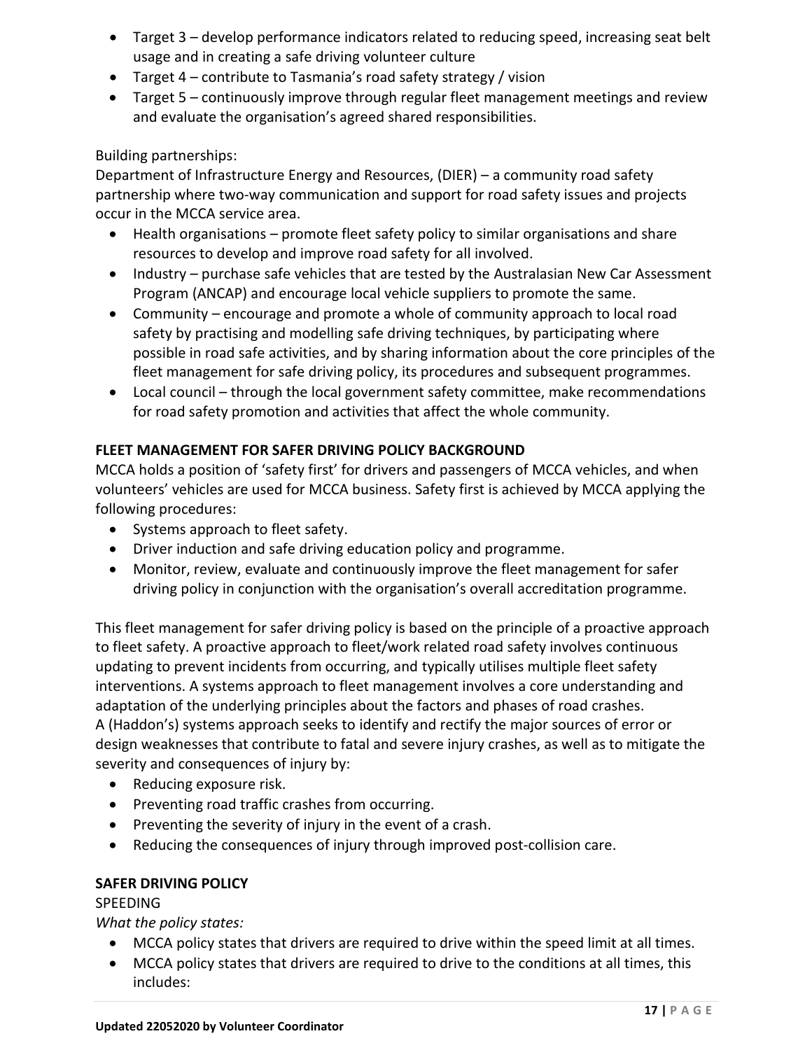- Target 3 – develop performance indicators related to reducing speed, increasing seat belt usage and in creating a safe driving volunteer culture
- Target 4 – contribute to Tasmania's road safety strategy / vision
- Target 5 – continuously improve through regular fleet management meetings and review and evaluate the organisation's agreed shared responsibilities.

Building partnerships:
Department of Infrastructure Energy and Resources, (DIER) – a community road safety partnership where two-way communication and support for road safety issues and projects occur in the MCCA service area.

- Health organisations – promote fleet safety policy to similar organisations and share resources to develop and improve road safety for all involved.
- Industry – purchase safe vehicles that are tested by the Australasian New Car Assessment Program (ANCAP) and encourage local vehicle suppliers to promote the same.
- Community – encourage and promote a whole of community approach to local road safety by practising and modelling safe driving techniques, by participating where possible in road safe activities, and by sharing information about the core principles of the fleet management for safe driving policy, its procedures and subsequent programmes.
- Local council – through the local government safety committee, make recommendations for road safety promotion and activities that affect the whole community.

**FLEET MANAGEMENT FOR SAFER DRIVING POLICY BACKGROUND**

MCCA holds a position of 'safety first' for drivers and passengers of MCCA vehicles, and when volunteers' vehicles are used for MCCA business. Safety first is achieved by MCCA applying the following procedures:

- Systems approach to fleet safety.
- Driver induction and safe driving education policy and programme.
- Monitor, review, evaluate and continuously improve the fleet management for safer driving policy in conjunction with the organisation's overall accreditation programme.

This fleet management for safer driving policy is based on the principle of a proactive approach to fleet safety. A proactive approach to fleet/work related road safety involves continuous updating to prevent incidents from occurring, and typically utilises multiple fleet safety interventions. A systems approach to fleet management involves a core understanding and adaptation of the underlying principles about the factors and phases of road crashes.
A (Haddon's) systems approach seeks to identify and rectify the major sources of error or design weaknesses that contribute to fatal and severe injury crashes, as well as to mitigate the severity and consequences of injury by:

- Reducing exposure risk.
- Preventing road traffic crashes from occurring.
- Preventing the severity of injury in the event of a crash.
- Reducing the consequences of injury through improved post-collision care.

**SAFER DRIVING POLICY**

SPEEDING

*What the policy states:*

- MCCA policy states that drivers are required to drive within the speed limit at all times.
- MCCA policy states that drivers are required to drive to the conditions at all times, this includes: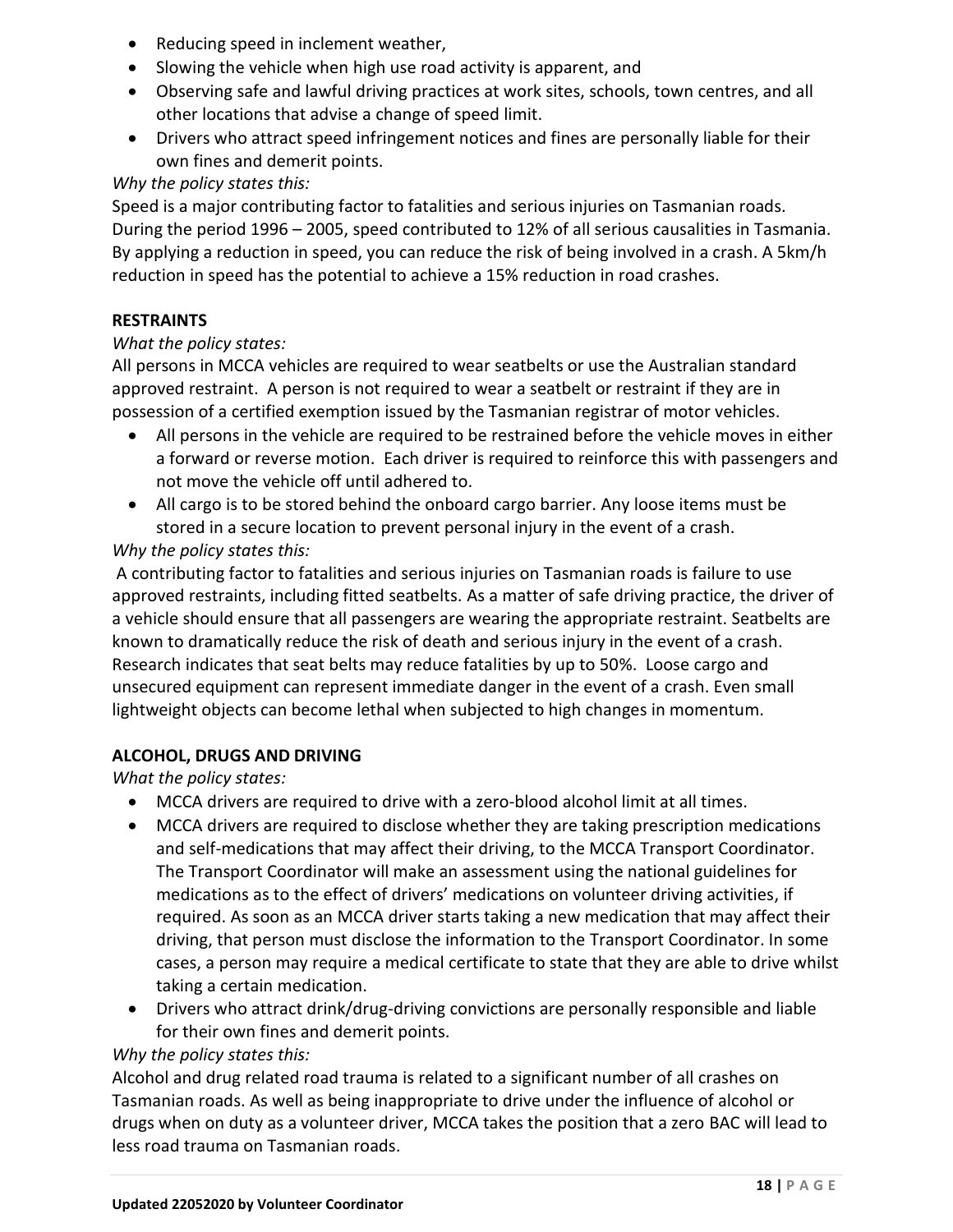- Reducing speed in inclement weather,
- Slowing the vehicle when high use road activity is apparent, and
- Observing safe and lawful driving practices at work sites, schools, town centres, and all other locations that advise a change of speed limit.
- Drivers who attract speed infringement notices and fines are personally liable for their own fines and demerit points.

*Why the policy states this:*

Speed is a major contributing factor to fatalities and serious injuries on Tasmanian roads. During the period 1996 – 2005, speed contributed to 12% of all serious causalities in Tasmania. By applying a reduction in speed, you can reduce the risk of being involved in a crash. A 5km/h reduction in speed has the potential to achieve a 15% reduction in road crashes.

**RESTRAINTS**

*What the policy states:*

All persons in MCCA vehicles are required to wear seatbelts or use the Australian standard approved restraint. A person is not required to wear a seatbelt or restraint if they are in possession of a certified exemption issued by the Tasmanian registrar of motor vehicles.

- All persons in the vehicle are required to be restrained before the vehicle moves in either a forward or reverse motion. Each driver is required to reinforce this with passengers and not move the vehicle off until adhered to.
- All cargo is to be stored behind the onboard cargo barrier. Any loose items must be stored in a secure location to prevent personal injury in the event of a crash.

*Why the policy states this:*

A contributing factor to fatalities and serious injuries on Tasmanian roads is failure to use approved restraints, including fitted seatbelts. As a matter of safe driving practice, the driver of a vehicle should ensure that all passengers are wearing the appropriate restraint. Seatbelts are known to dramatically reduce the risk of death and serious injury in the event of a crash. Research indicates that seat belts may reduce fatalities by up to 50%. Loose cargo and unsecured equipment can represent immediate danger in the event of a crash. Even small lightweight objects can become lethal when subjected to high changes in momentum.

**ALCOHOL, DRUGS AND DRIVING**

*What the policy states:*

- MCCA drivers are required to drive with a zero-blood alcohol limit at all times.
- MCCA drivers are required to disclose whether they are taking prescription medications and self-medications that may affect their driving, to the MCCA Transport Coordinator. The Transport Coordinator will make an assessment using the national guidelines for medications as to the effect of drivers' medications on volunteer driving activities, if required. As soon as an MCCA driver starts taking a new medication that may affect their driving, that person must disclose the information to the Transport Coordinator. In some cases, a person may require a medical certificate to state that they are able to drive whilst taking a certain medication.
- Drivers who attract drink/drug-driving convictions are personally responsible and liable for their own fines and demerit points.

*Why the policy states this:*

Alcohol and drug related road trauma is related to a significant number of all crashes on Tasmanian roads. As well as being inappropriate to drive under the influence of alcohol or drugs when on duty as a volunteer driver, MCCA takes the position that a zero BAC will lead to less road trauma on Tasmanian roads.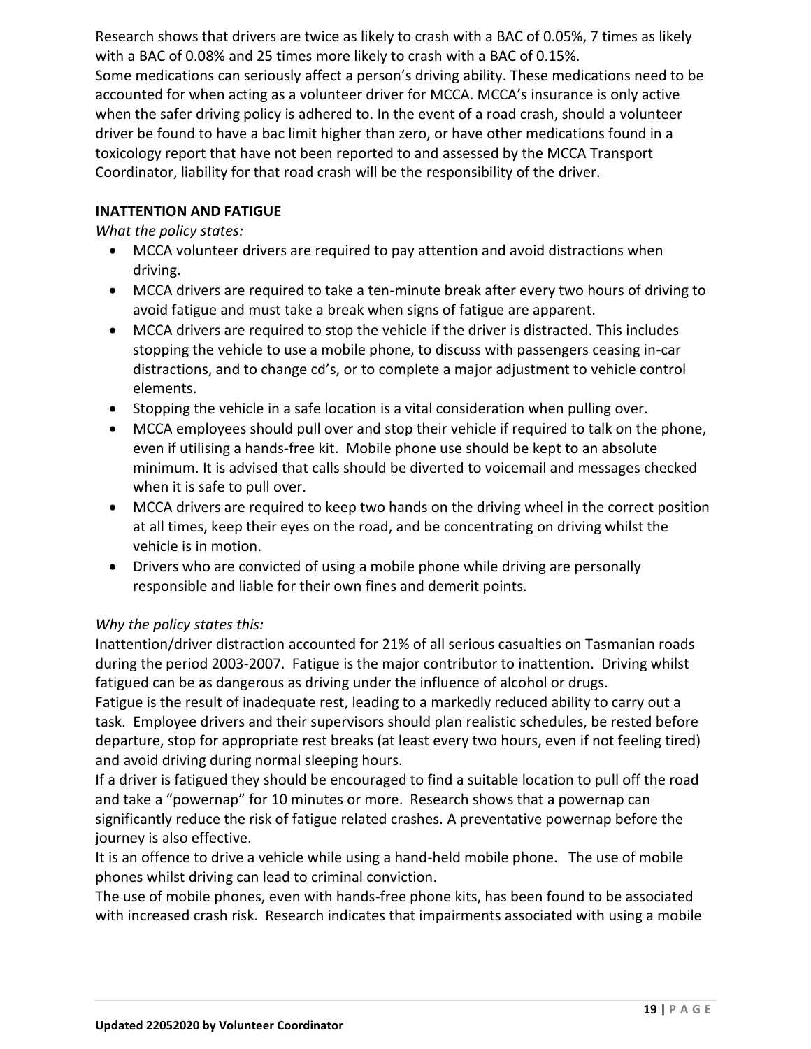Research shows that drivers are twice as likely to crash with a BAC of 0.05%, 7 times as likely with a BAC of 0.08% and 25 times more likely to crash with a BAC of 0.15%.
Some medications can seriously affect a person's driving ability. These medications need to be accounted for when acting as a volunteer driver for MCCA. MCCA's insurance is only active when the safer driving policy is adhered to. In the event of a road crash, should a volunteer driver be found to have a bac limit higher than zero, or have other medications found in a toxicology report that have not been reported to and assessed by the MCCA Transport Coordinator, liability for that road crash will be the responsibility of the driver.

**INATTENTION AND FATIGUE**

*What the policy states:*

- MCCA volunteer drivers are required to pay attention and avoid distractions when driving.
- MCCA drivers are required to take a ten-minute break after every two hours of driving to avoid fatigue and must take a break when signs of fatigue are apparent.
- MCCA drivers are required to stop the vehicle if the driver is distracted. This includes stopping the vehicle to use a mobile phone, to discuss with passengers ceasing in-car distractions, and to change cd's, or to complete a major adjustment to vehicle control elements.
- Stopping the vehicle in a safe location is a vital consideration when pulling over.
- MCCA employees should pull over and stop their vehicle if required to talk on the phone, even if utilising a hands-free kit. Mobile phone use should be kept to an absolute minimum. It is advised that calls should be diverted to voicemail and messages checked when it is safe to pull over.
- MCCA drivers are required to keep two hands on the driving wheel in the correct position at all times, keep their eyes on the road, and be concentrating on driving whilst the vehicle is in motion.
- Drivers who are convicted of using a mobile phone while driving are personally responsible and liable for their own fines and demerit points.

*Why the policy states this:*

Inattention/driver distraction accounted for 21% of all serious casualties on Tasmanian roads during the period 2003-2007. Fatigue is the major contributor to inattention. Driving whilst fatigued can be as dangerous as driving under the influence of alcohol or drugs.
Fatigue is the result of inadequate rest, leading to a markedly reduced ability to carry out a task. Employee drivers and their supervisors should plan realistic schedules, be rested before departure, stop for appropriate rest breaks (at least every two hours, even if not feeling tired) and avoid driving during normal sleeping hours.
If a driver is fatigued they should be encouraged to find a suitable location to pull off the road and take a "powernap" for 10 minutes or more. Research shows that a powernap can significantly reduce the risk of fatigue related crashes. A preventative powernap before the journey is also effective.
It is an offence to drive a vehicle while using a hand-held mobile phone. The use of mobile phones whilst driving can lead to criminal conviction.
The use of mobile phones, even with hands-free phone kits, has been found to be associated with increased crash risk. Research indicates that impairments associated with using a mobile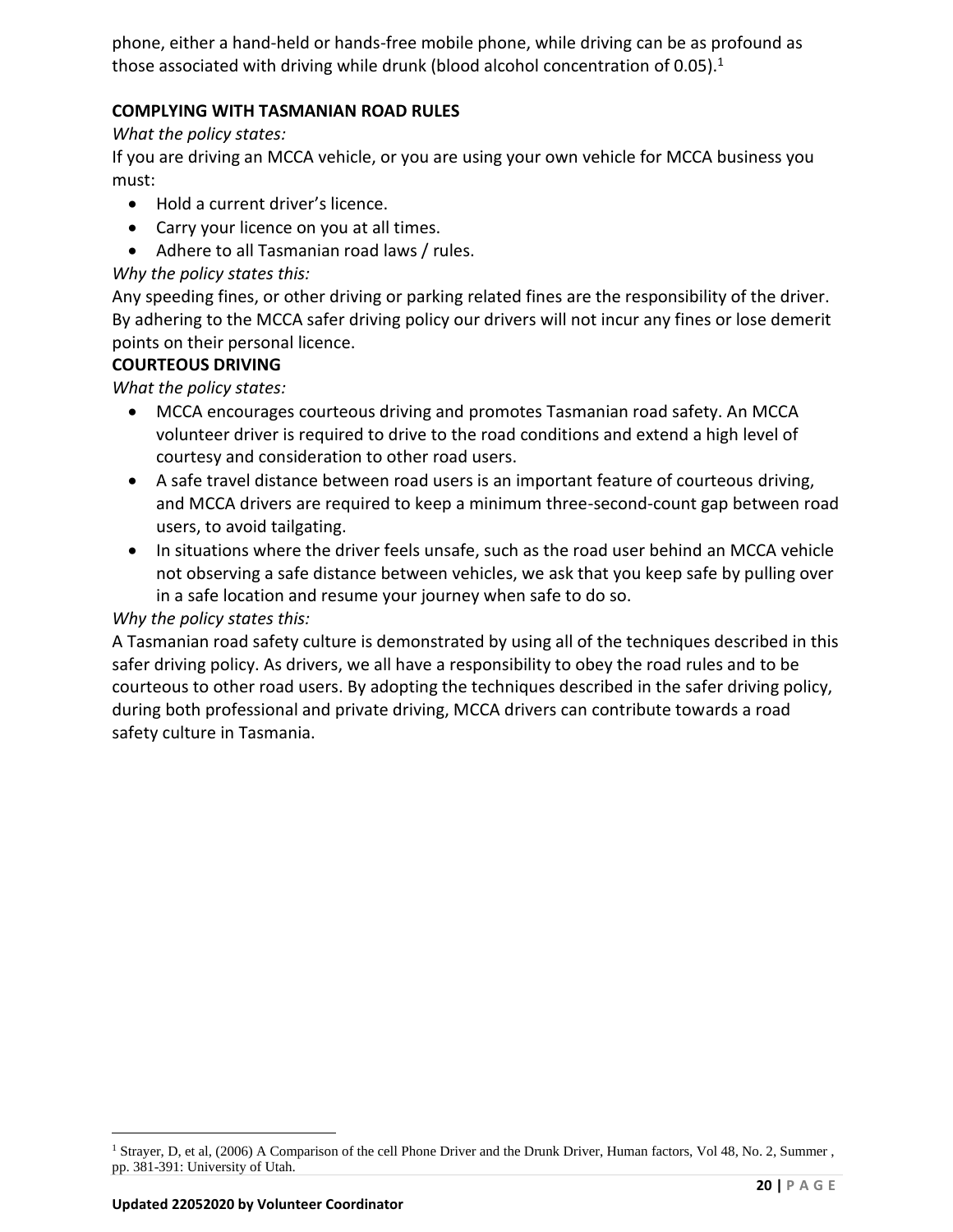phone, either a hand-held or hands-free mobile phone, while driving can be as profound as those associated with driving while drunk (blood alcohol concentration of 0.05).[1]

**COMPLYING WITH TASMANIAN ROAD RULES**

*What the policy states:*

If you are driving an MCCA vehicle, or you are using your own vehicle for MCCA business you must:

- Hold a current driver's licence.
- Carry your licence on you at all times.
- Adhere to all Tasmanian road laws / rules.

*Why the policy states this:*

Any speeding fines, or other driving or parking related fines are the responsibility of the driver. By adhering to the MCCA safer driving policy our drivers will not incur any fines or lose demerit points on their personal licence.

**COURTEOUS DRIVING**

*What the policy states:*

- MCCA encourages courteous driving and promotes Tasmanian road safety. An MCCA volunteer driver is required to drive to the road conditions and extend a high level of courtesy and consideration to other road users.
- A safe travel distance between road users is an important feature of courteous driving, and MCCA drivers are required to keep a minimum three-second-count gap between road users, to avoid tailgating.
- In situations where the driver feels unsafe, such as the road user behind an MCCA vehicle not observing a safe distance between vehicles, we ask that you keep safe by pulling over in a safe location and resume your journey when safe to do so.

*Why the policy states this:*

A Tasmanian road safety culture is demonstrated by using all of the techniques described in this safer driving policy. As drivers, we all have a responsibility to obey the road rules and to be courteous to other road users. By adopting the techniques described in the safer driving policy, during both professional and private driving, MCCA drivers can contribute towards a road safety culture in Tasmania.

---

[1] Strayer, D, et al, (2006) A Comparison of the cell Phone Driver and the Drunk Driver, Human factors, Vol 48, No. 2, Summer , pp. 381-391: University of Utah.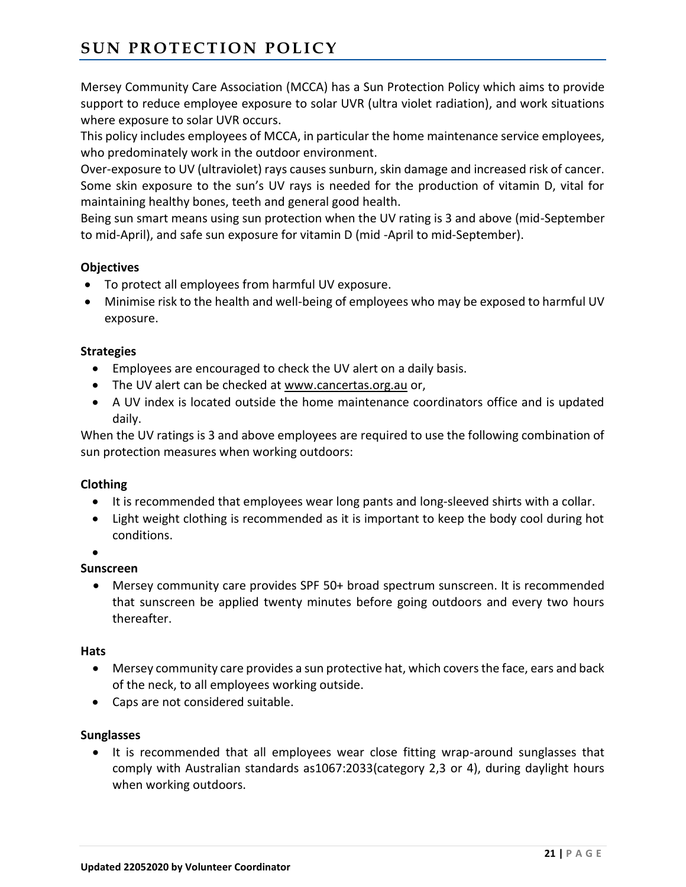# SUN PROTECTION POLICY

Mersey Community Care Association (MCCA) has a Sun Protection Policy which aims to provide support to reduce employee exposure to solar UVR (ultra violet radiation), and work situations where exposure to solar UVR occurs.

This policy includes employees of MCCA, in particular the home maintenance service employees, who predominately work in the outdoor environment.

Over-exposure to UV (ultraviolet) rays causes sunburn, skin damage and increased risk of cancer. Some skin exposure to the sun's UV rays is needed for the production of vitamin D, vital for maintaining healthy bones, teeth and general good health.

Being sun smart means using sun protection when the UV rating is 3 and above (mid-September to mid-April), and safe sun exposure for vitamin D (mid -April to mid-September).

**Objectives**

- To protect all employees from harmful UV exposure.
- Minimise risk to the health and well-being of employees who may be exposed to harmful UV exposure.

**Strategies**

- Employees are encouraged to check the UV alert on a daily basis.
- The UV alert can be checked at www.cancertas.org.au or,
- A UV index is located outside the home maintenance coordinators office and is updated daily.

When the UV ratings is 3 and above employees are required to use the following combination of sun protection measures when working outdoors:

**Clothing**

- It is recommended that employees wear long pants and long-sleeved shirts with a collar.
- Light weight clothing is recommended as it is important to keep the body cool during hot conditions.

**Sunscreen**

- Mersey community care provides SPF 50+ broad spectrum sunscreen. It is recommended that sunscreen be applied twenty minutes before going outdoors and every two hours thereafter.

**Hats**

- Mersey community care provides a sun protective hat, which covers the face, ears and back of the neck, to all employees working outside.
- Caps are not considered suitable.

**Sunglasses**

- It is recommended that all employees wear close fitting wrap-around sunglasses that comply with Australian standards as1067:2033(category 2,3 or 4), during daylight hours when working outdoors.

**Updated 22052020 by Volunteer Coordinator**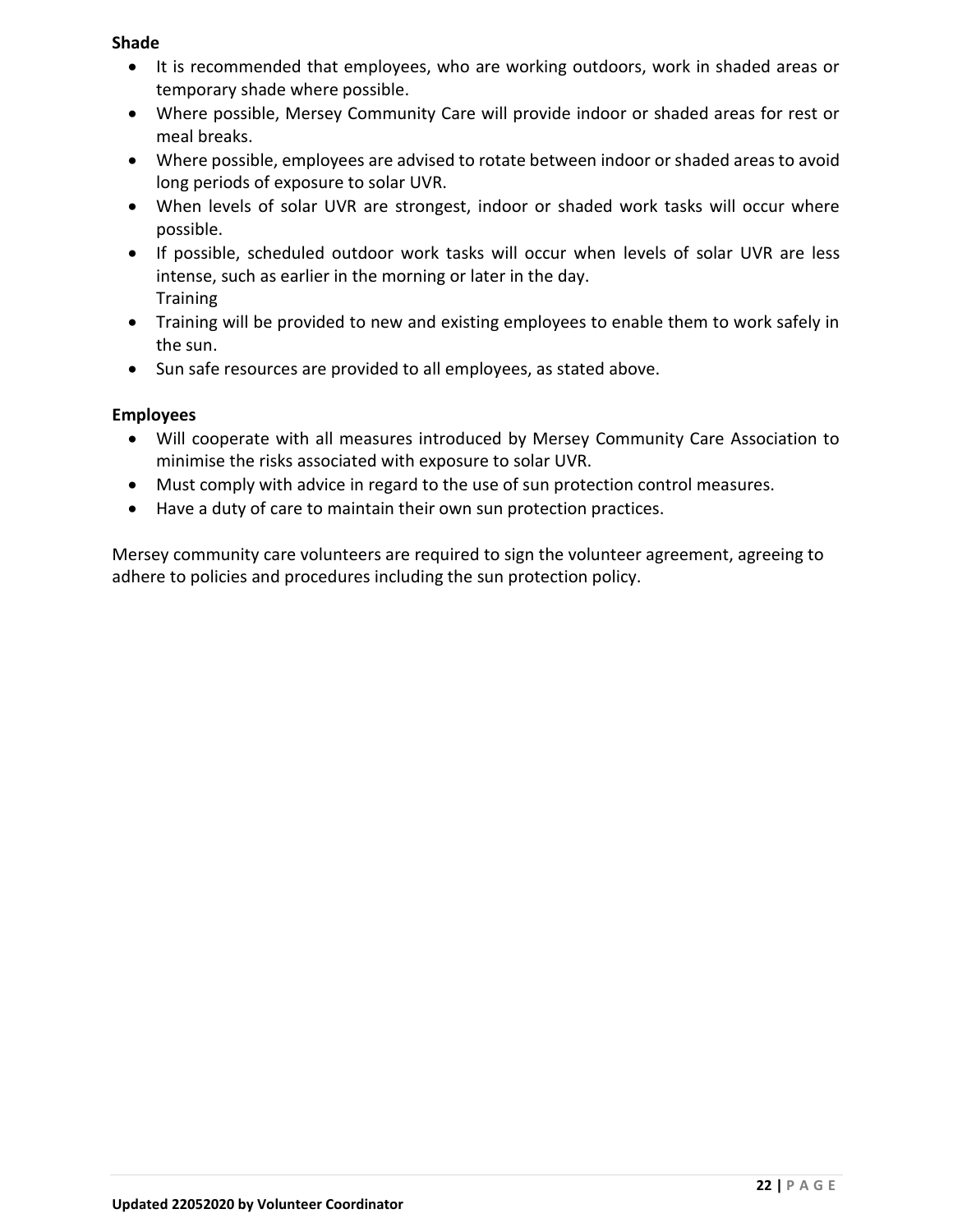**Shade**

- It is recommended that employees, who are working outdoors, work in shaded areas or temporary shade where possible.
- Where possible, Mersey Community Care will provide indoor or shaded areas for rest or meal breaks.
- Where possible, employees are advised to rotate between indoor or shaded areas to avoid long periods of exposure to solar UVR.
- When levels of solar UVR are strongest, indoor or shaded work tasks will occur where possible.
- If possible, scheduled outdoor work tasks will occur when levels of solar UVR are less intense, such as earlier in the morning or later in the day.
  Training
- Training will be provided to new and existing employees to enable them to work safely in the sun.
- Sun safe resources are provided to all employees, as stated above.

**Employees**

- Will cooperate with all measures introduced by Mersey Community Care Association to minimise the risks associated with exposure to solar UVR.
- Must comply with advice in regard to the use of sun protection control measures.
- Have a duty of care to maintain their own sun protection practices.

Mersey community care volunteers are required to sign the volunteer agreement, agreeing to adhere to policies and procedures including the sun protection policy.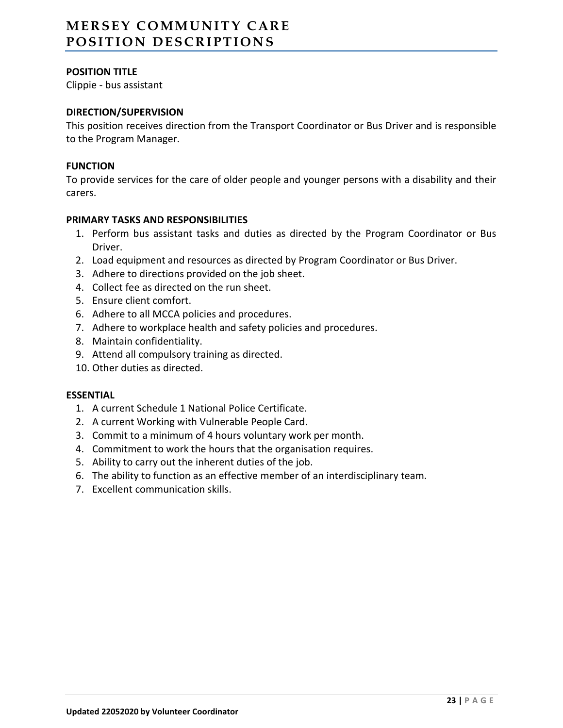**POSITION TITLE**

Clippie - bus assistant

**DIRECTION/SUPERVISION**

This position receives direction from the Transport Coordinator or Bus Driver and is responsible to the Program Manager.

**FUNCTION**

To provide services for the care of older people and younger persons with a disability and their carers.

**PRIMARY TASKS AND RESPONSIBILITIES**

1. Perform bus assistant tasks and duties as directed by the Program Coordinator or Bus Driver.
2. Load equipment and resources as directed by Program Coordinator or Bus Driver.
3. Adhere to directions provided on the job sheet.
4. Collect fee as directed on the run sheet.
5. Ensure client comfort.
6. Adhere to all MCCA policies and procedures.
7. Adhere to workplace health and safety policies and procedures.
8. Maintain confidentiality.
9. Attend all compulsory training as directed.
10. Other duties as directed.

**ESSENTIAL**

1. A current Schedule 1 National Police Certificate.
2. A current Working with Vulnerable People Card.
3. Commit to a minimum of 4 hours voluntary work per month.
4. Commitment to work the hours that the organisation requires.
5. Ability to carry out the inherent duties of the job.
6. The ability to function as an effective member of an interdisciplinary team.
7. Excellent communication skills.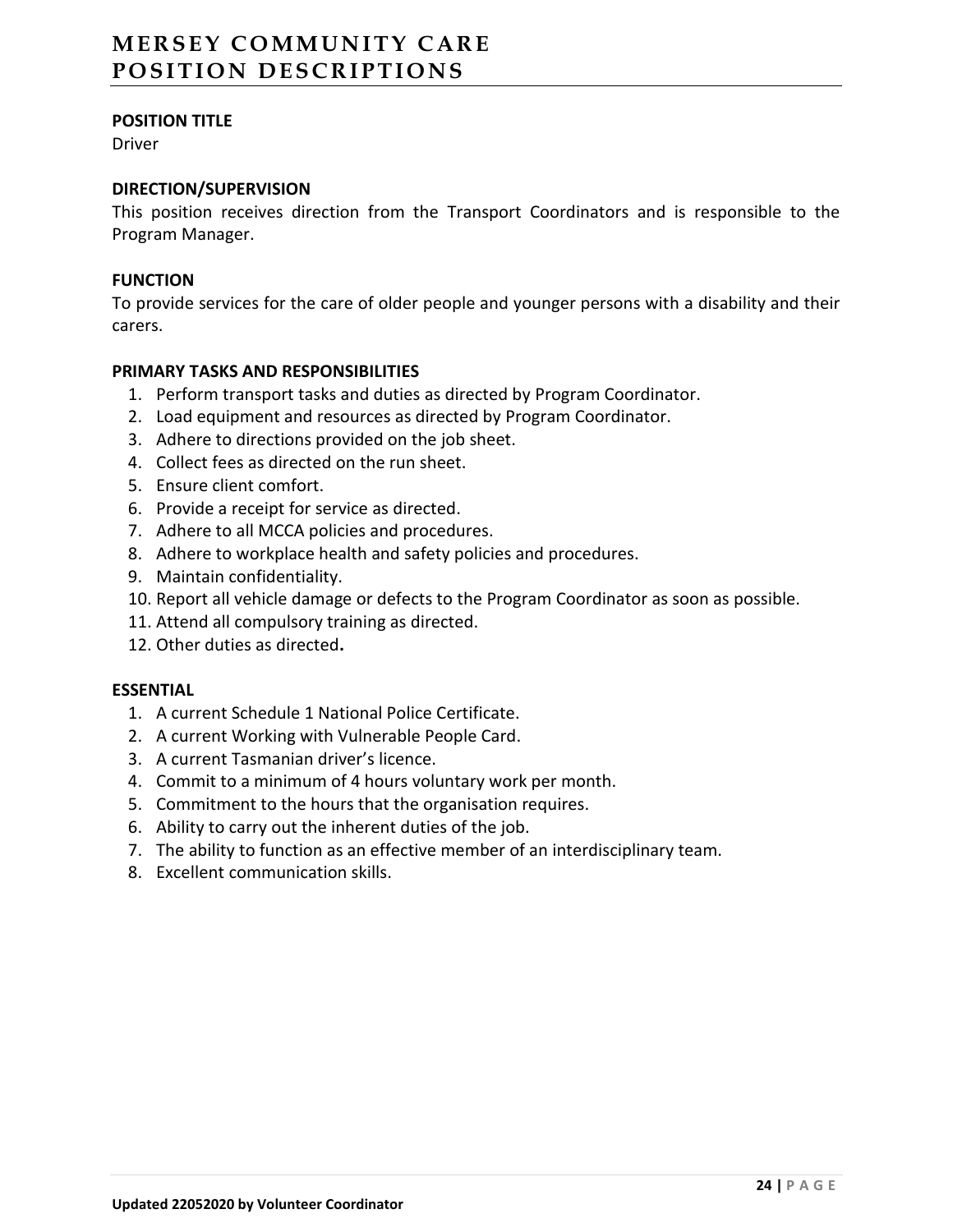**POSITION TITLE**

Driver

**DIRECTION/SUPERVISION**

This position receives direction from the Transport Coordinators and is responsible to the Program Manager.

**FUNCTION**

To provide services for the care of older people and younger persons with a disability and their carers.

**PRIMARY TASKS AND RESPONSIBILITIES**

1. Perform transport tasks and duties as directed by Program Coordinator.
2. Load equipment and resources as directed by Program Coordinator.
3. Adhere to directions provided on the job sheet.
4. Collect fees as directed on the run sheet.
5. Ensure client comfort.
6. Provide a receipt for service as directed.
7. Adhere to all MCCA policies and procedures.
8. Adhere to workplace health and safety policies and procedures.
9. Maintain confidentiality.
10. Report all vehicle damage or defects to the Program Coordinator as soon as possible.
11. Attend all compulsory training as directed.
12. Other duties as directed**.**

**ESSENTIAL**

1. A current Schedule 1 National Police Certificate.
2. A current Working with Vulnerable People Card.
3. A current Tasmanian driver's licence.
4. Commit to a minimum of 4 hours voluntary work per month.
5. Commitment to the hours that the organisation requires.
6. Ability to carry out the inherent duties of the job.
7. The ability to function as an effective member of an interdisciplinary team.
8. Excellent communication skills.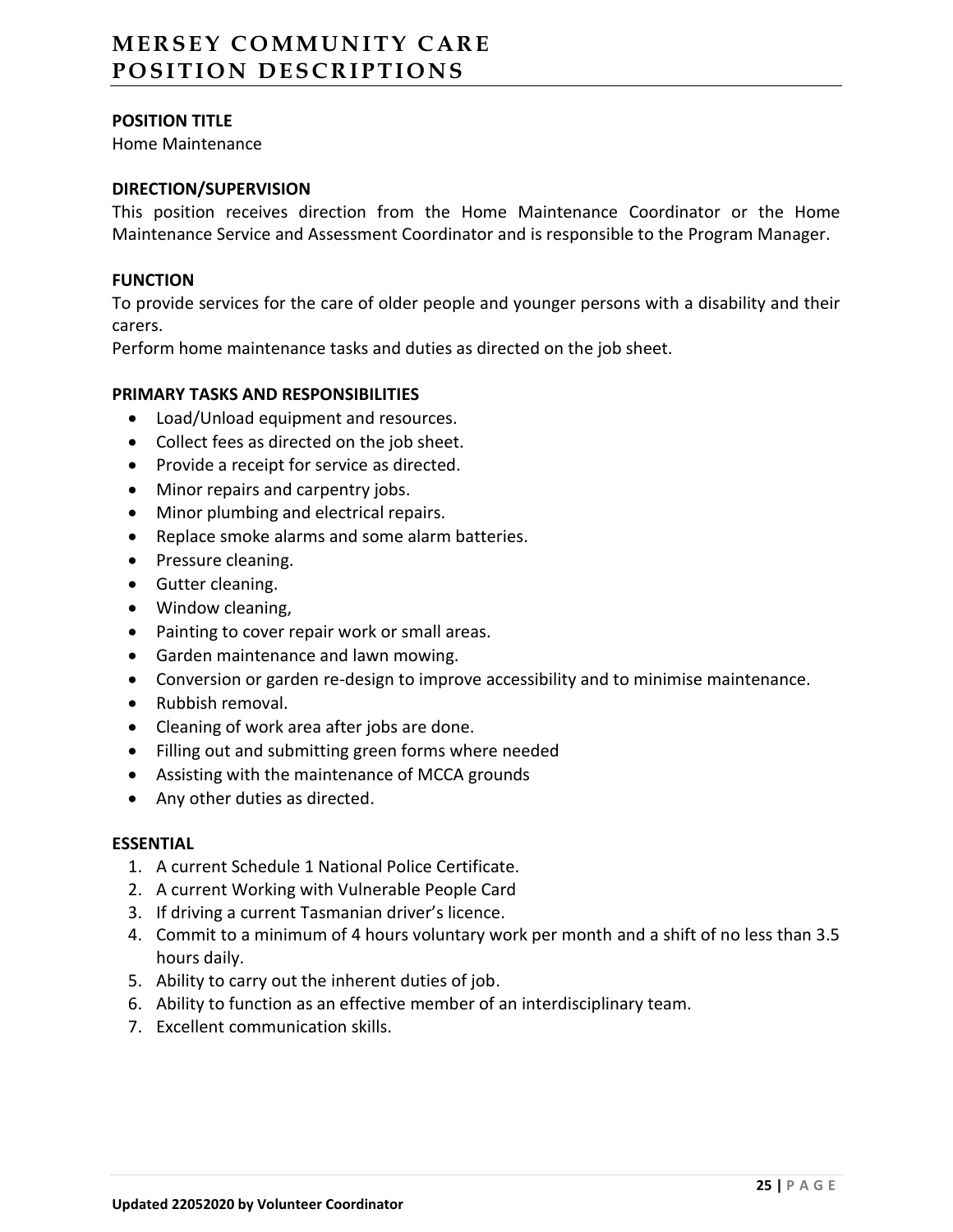## POSITION TITLE

Home Maintenance

## DIRECTION/SUPERVISION

This position receives direction from the Home Maintenance Coordinator or the Home Maintenance Service and Assessment Coordinator and is responsible to the Program Manager.

## FUNCTION

To provide services for the care of older people and younger persons with a disability and their carers.

Perform home maintenance tasks and duties as directed on the job sheet.

## PRIMARY TASKS AND RESPONSIBILITIES

- Load/Unload equipment and resources.
- Collect fees as directed on the job sheet.
- Provide a receipt for service as directed.
- Minor repairs and carpentry jobs.
- Minor plumbing and electrical repairs.
- Replace smoke alarms and some alarm batteries.
- Pressure cleaning.
- Gutter cleaning.
- Window cleaning,
- Painting to cover repair work or small areas.
- Garden maintenance and lawn mowing.
- Conversion or garden re-design to improve accessibility and to minimise maintenance.
- Rubbish removal.
- Cleaning of work area after jobs are done.
- Filling out and submitting green forms where needed
- Assisting with the maintenance of MCCA grounds
- Any other duties as directed.

## ESSENTIAL

1. A current Schedule 1 National Police Certificate.
2. A current Working with Vulnerable People Card
3. If driving a current Tasmanian driver's licence.
4. Commit to a minimum of 4 hours voluntary work per month and a shift of no less than 3.5 hours daily.
5. Ability to carry out the inherent duties of job.
6. Ability to function as an effective member of an interdisciplinary team.
7. Excellent communication skills.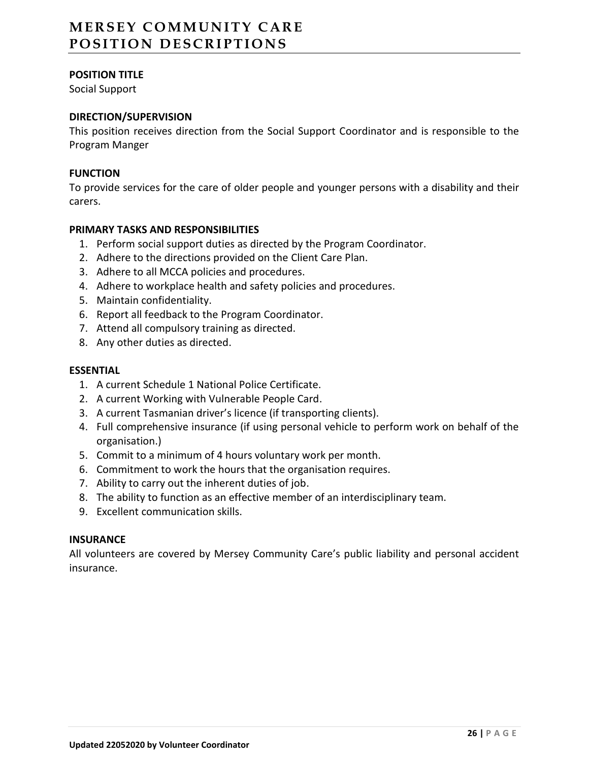# MERSEY COMMUNITY CARE POSITION DESCRIPTIONS

**POSITION TITLE**

Social Support

**DIRECTION/SUPERVISION**

This position receives direction from the Social Support Coordinator and is responsible to the Program Manger

**FUNCTION**

To provide services for the care of older people and younger persons with a disability and their carers.

**PRIMARY TASKS AND RESPONSIBILITIES**

1. Perform social support duties as directed by the Program Coordinator.
2. Adhere to the directions provided on the Client Care Plan.
3. Adhere to all MCCA policies and procedures.
4. Adhere to workplace health and safety policies and procedures.
5. Maintain confidentiality.
6. Report all feedback to the Program Coordinator.
7. Attend all compulsory training as directed.
8. Any other duties as directed.

**ESSENTIAL**

1. A current Schedule 1 National Police Certificate.
2. A current Working with Vulnerable People Card.
3. A current Tasmanian driver's licence (if transporting clients).
4. Full comprehensive insurance (if using personal vehicle to perform work on behalf of the organisation.)
5. Commit to a minimum of 4 hours voluntary work per month.
6. Commitment to work the hours that the organisation requires.
7. Ability to carry out the inherent duties of job.
8. The ability to function as an effective member of an interdisciplinary team.
9. Excellent communication skills.

**INSURANCE**

All volunteers are covered by Mersey Community Care's public liability and personal accident insurance.

Updated 22052020 by Volunteer Coordinator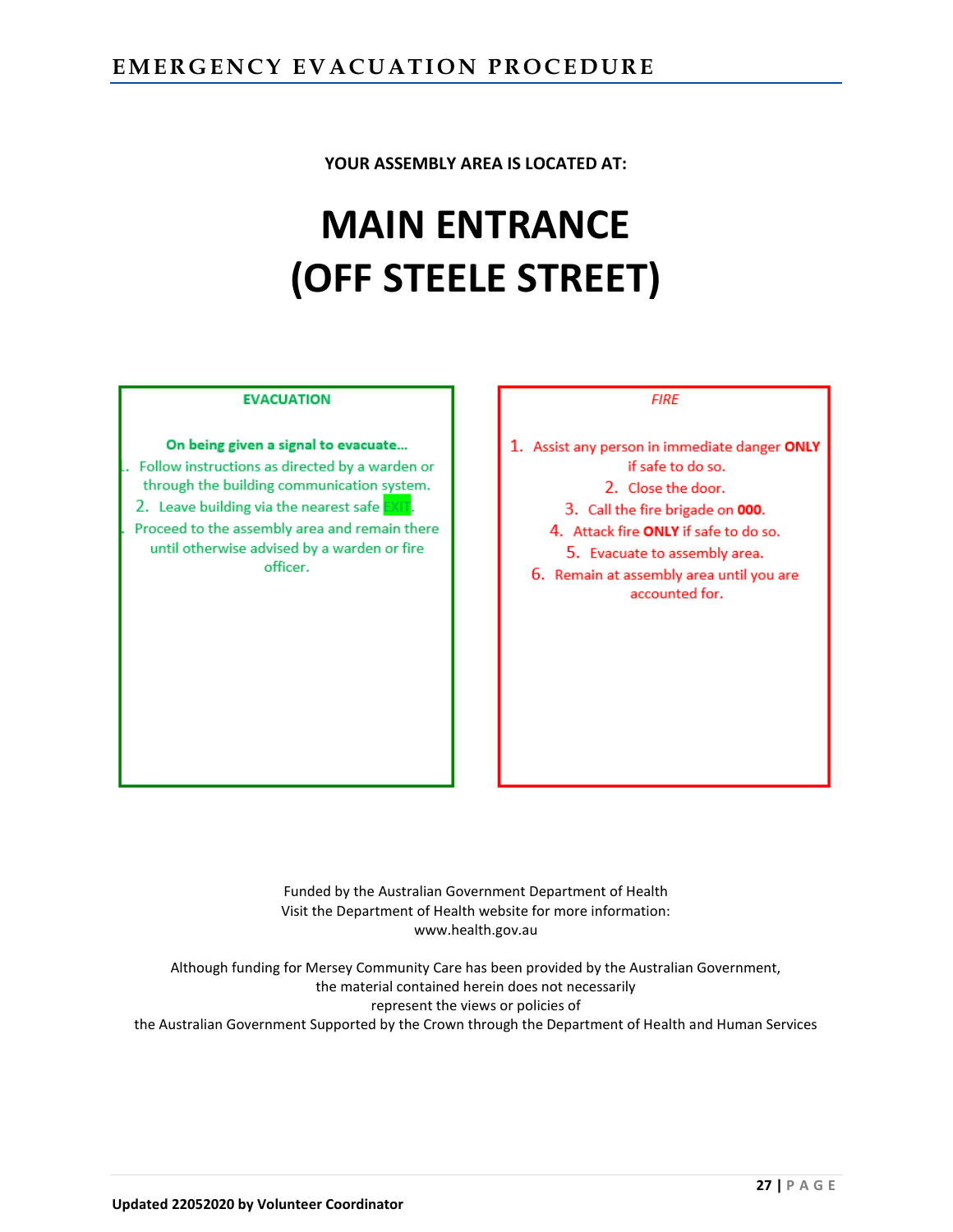YOUR ASSEMBLY AREA IS LOCATED AT:

# MAIN ENTRANCE
# (OFF STEELE STREET)

**EVACUATION**

**On being given a signal to evacuate…**

1. Follow instructions as directed by a warden or through the building communication system.
2. Leave building via the nearest safe EXIT.
3. Proceed to the assembly area and remain there until otherwise advised by a warden or fire officer.

*FIRE*

1. Assist any person in immediate danger **ONLY** if safe to do so.
2. Close the door.
3. Call the fire brigade on **000**.
4. Attack fire **ONLY** if safe to do so.
5. Evacuate to assembly area.
6. Remain at assembly area until you are accounted for.

Funded by the Australian Government Department of Health
Visit the Department of Health website for more information:
www.health.gov.au

Although funding for Mersey Community Care has been provided by the Australian Government, the material contained herein does not necessarily represent the views or policies of the Australian Government Supported by the Crown through the Department of Health and Human Services

**Updated 22052020 by Volunteer Coordinator**